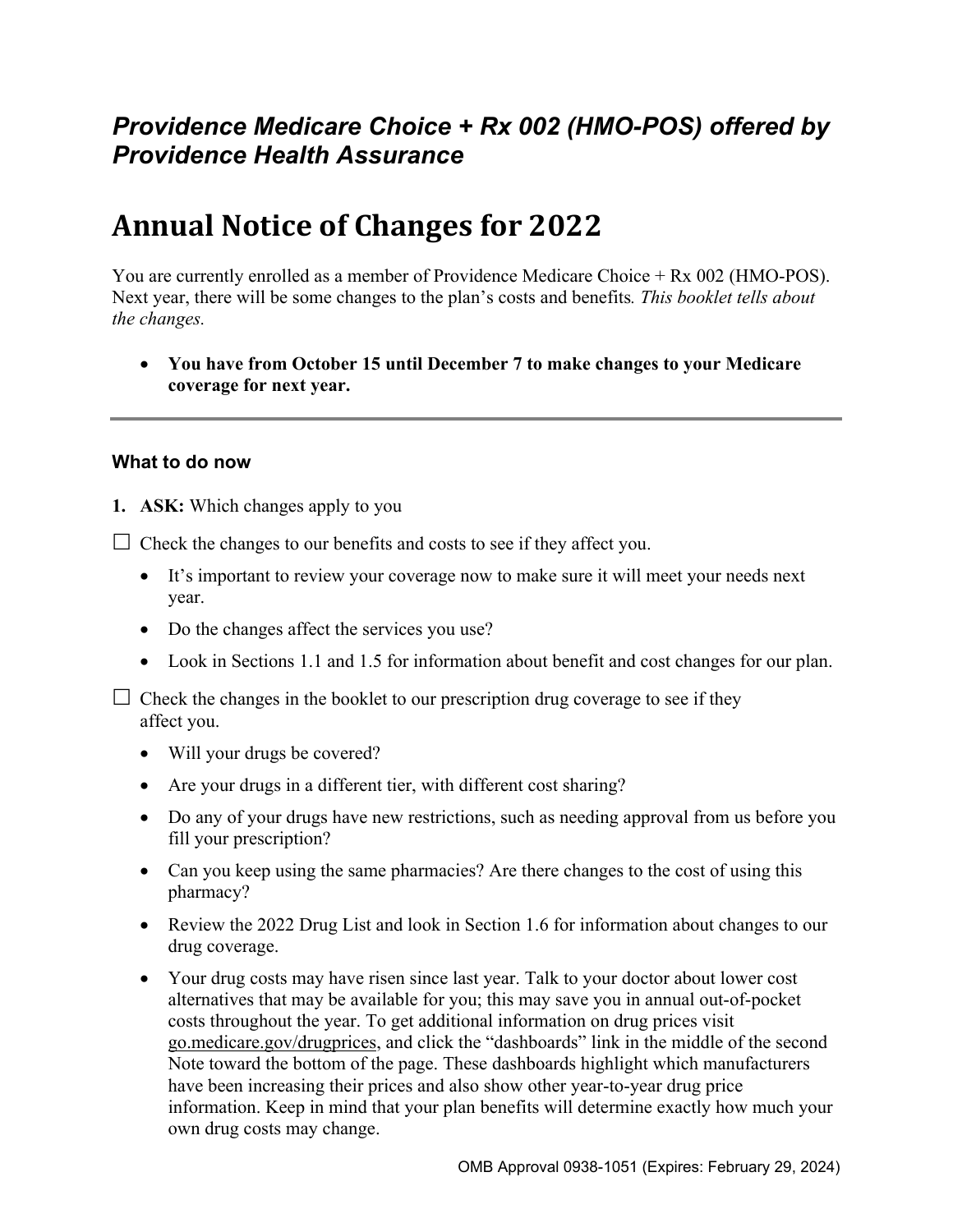### *Providence Medicare Choice + Rx 002 (HMO-POS) offered by Providence Health Assurance*

# Annual Notice of Changes for 2022

You are currently enrolled as a member of Providence Medicare Choice + Rx 002 (HMO-POS). Next year, there will be some changes to the plan's costs and benefits*. This booklet tells about the changes.*

- **You have from October 15 until December 7 to make changes to your Medicare coverage for next year.**

---

**What to do now**

1. **ASK:** Which changes apply to you

☐ Check the changes to our benefits and costs to see if they affect you.

- It's important to review your coverage now to make sure it will meet your needs next year.
- Do the changes affect the services you use?
- Look in Sections 1.1 and 1.5 for information about benefit and cost changes for our plan.

☐ Check the changes in the booklet to our prescription drug coverage to see if they affect you.

- Will your drugs be covered?
- Are your drugs in a different tier, with different cost sharing?
- Do any of your drugs have new restrictions, such as needing approval from us before you fill your prescription?
- Can you keep using the same pharmacies? Are there changes to the cost of using this pharmacy?
- Review the 2022 Drug List and look in Section 1.6 for information about changes to our drug coverage.
- Your drug costs may have risen since last year. Talk to your doctor about lower cost alternatives that may be available for you; this may save you in annual out-of-pocket costs throughout the year. To get additional information on drug prices visit go.medicare.gov/drugprices, and click the "dashboards" link in the middle of the second Note toward the bottom of the page. These dashboards highlight which manufacturers have been increasing their prices and also show other year-to-year drug price information. Keep in mind that your plan benefits will determine exactly how much your own drug costs may change.

OMB Approval 0938-1051 (Expires: February 29, 2024)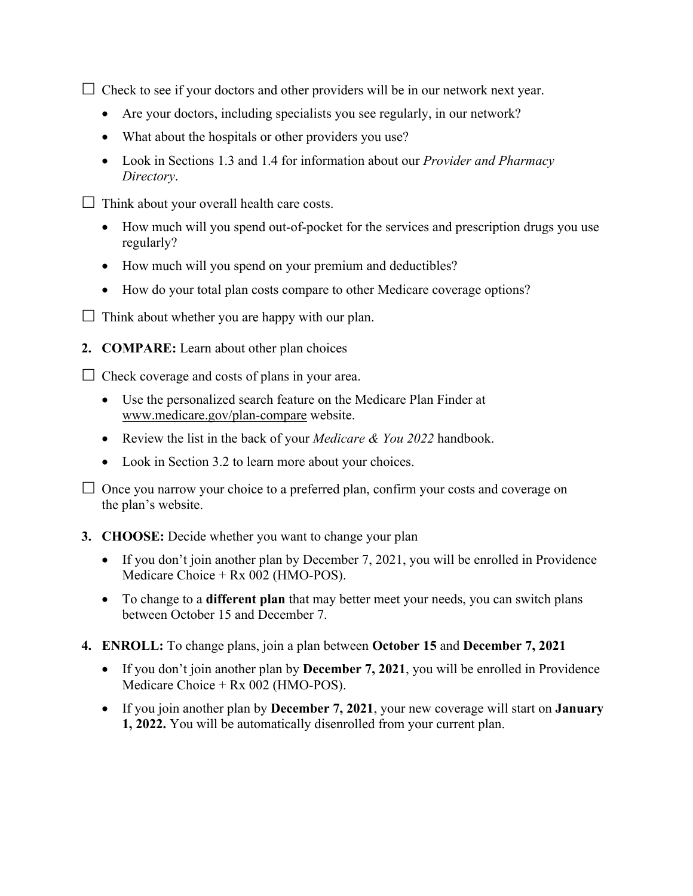☐ Check to see if your doctors and other providers will be in our network next year.

- Are your doctors, including specialists you see regularly, in our network?
- What about the hospitals or other providers you use?
- Look in Sections 1.3 and 1.4 for information about our *Provider and Pharmacy Directory*.

☐ Think about your overall health care costs.

- How much will you spend out-of-pocket for the services and prescription drugs you use regularly?
- How much will you spend on your premium and deductibles?
- How do your total plan costs compare to other Medicare coverage options?

☐ Think about whether you are happy with our plan.

2. **COMPARE:** Learn about other plan choices

☐ Check coverage and costs of plans in your area.

- Use the personalized search feature on the Medicare Plan Finder at www.medicare.gov/plan-compare website.
- Review the list in the back of your *Medicare & You 2022* handbook.
- Look in Section 3.2 to learn more about your choices.

☐ Once you narrow your choice to a preferred plan, confirm your costs and coverage on the plan's website.

3. **CHOOSE:** Decide whether you want to change your plan

- If you don't join another plan by December 7, 2021, you will be enrolled in Providence Medicare Choice + Rx 002 (HMO-POS).
- To change to a **different plan** that may better meet your needs, you can switch plans between October 15 and December 7.

4. **ENROLL:** To change plans, join a plan between **October 15** and **December 7, 2021**

- If you don't join another plan by **December 7, 2021**, you will be enrolled in Providence Medicare Choice + Rx 002 (HMO-POS).
- If you join another plan by **December 7, 2021**, your new coverage will start on **January 1, 2022.** You will be automatically disenrolled from your current plan.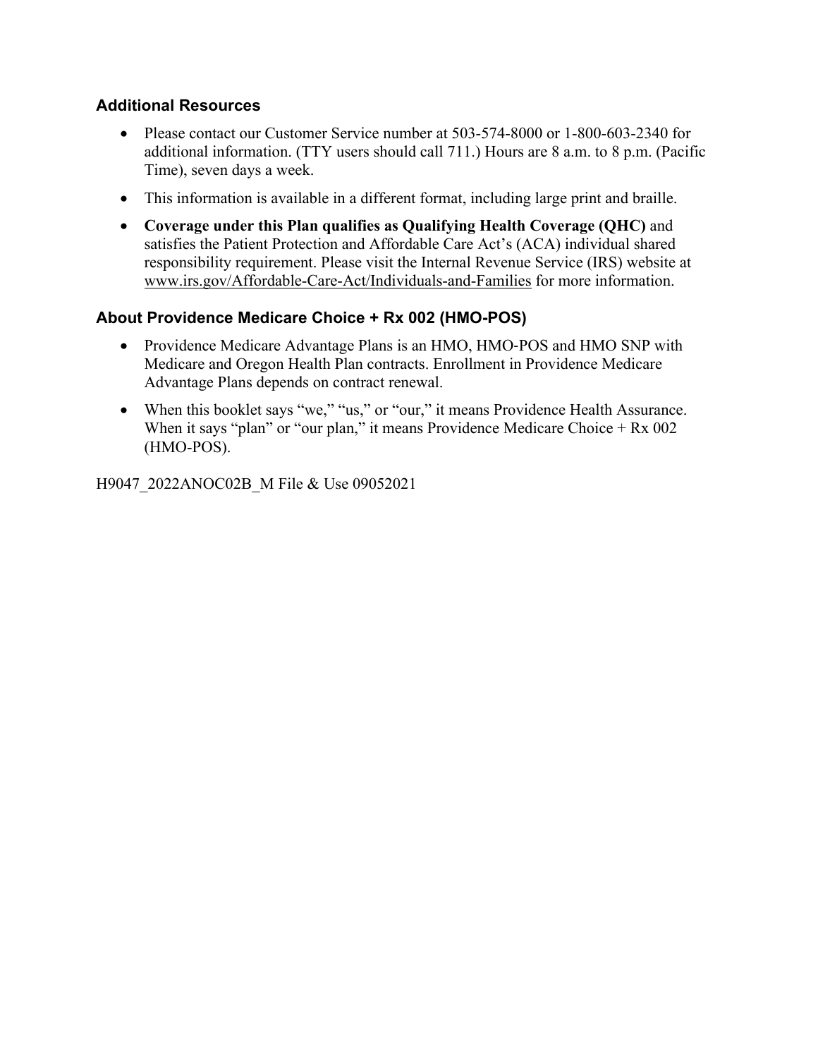### Additional Resources

- Please contact our Customer Service number at 503-574-8000 or 1-800-603-2340 for additional information. (TTY users should call 711.) Hours are 8 a.m. to 8 p.m. (Pacific Time), seven days a week.
- This information is available in a different format, including large print and braille.
- **Coverage under this Plan qualifies as Qualifying Health Coverage (QHC)** and satisfies the Patient Protection and Affordable Care Act's (ACA) individual shared responsibility requirement. Please visit the Internal Revenue Service (IRS) website at www.irs.gov/Affordable-Care-Act/Individuals-and-Families for more information.

### About Providence Medicare Choice + Rx 002 (HMO-POS)

- Providence Medicare Advantage Plans is an HMO, HMO-POS and HMO SNP with Medicare and Oregon Health Plan contracts. Enrollment in Providence Medicare Advantage Plans depends on contract renewal.
- When this booklet says "we," "us," or "our," it means Providence Health Assurance. When it says "plan" or "our plan," it means Providence Medicare Choice + Rx 002 (HMO-POS).

H9047_2022ANOC02B_M File & Use 09052021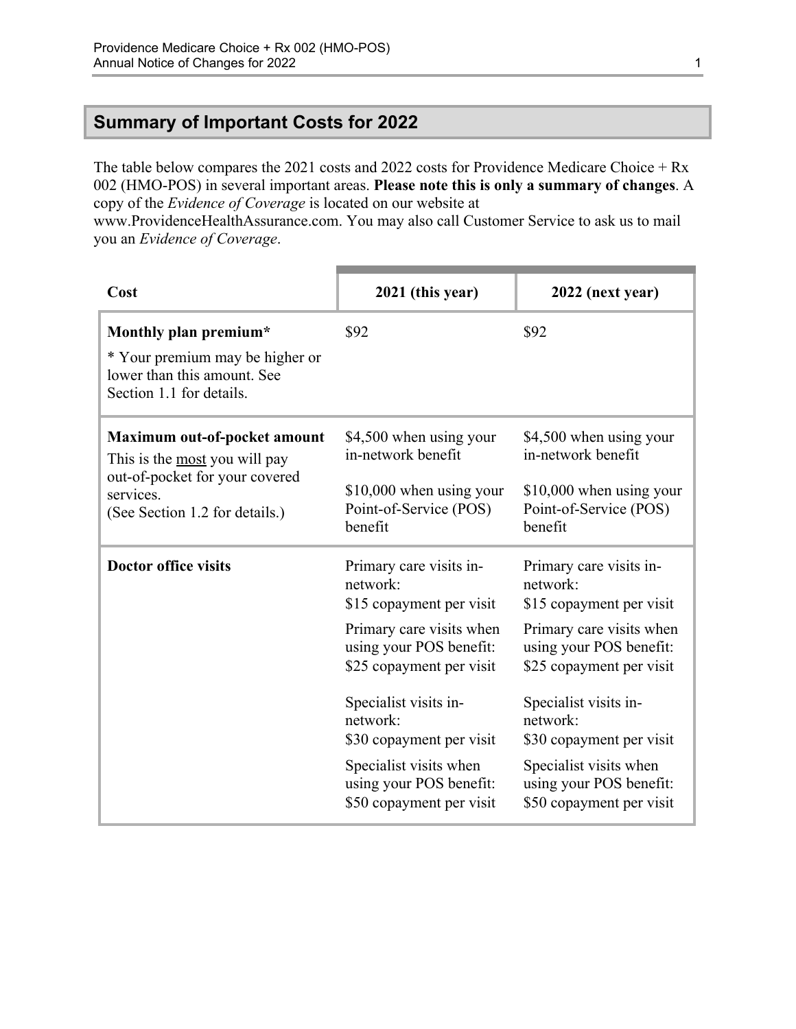## Summary of Important Costs for 2022

The table below compares the 2021 costs and 2022 costs for Providence Medicare Choice + Rx 002 (HMO-POS) in several important areas. **Please note this is only a summary of changes**. A copy of the *Evidence of Coverage* is located on our website at www.ProvidenceHealthAssurance.com. You may also call Customer Service to ask us to mail you an *Evidence of Coverage*.

| Cost | 2021 (this year) | 2022 (next year) |
|---|---|---|
| **Monthly plan premium*** <br> * Your premium may be higher or lower than this amount. See Section 1.1 for details. | $92 | $92 |
| **Maximum out-of-pocket amount** <br> This is the <u>most</u> you will pay out-of-pocket for your covered services. <br> (See Section 1.2 for details.) | $4,500 when using your in-network benefit <br><br> $10,000 when using your Point-of-Service (POS) benefit | $4,500 when using your in-network benefit <br><br> $10,000 when using your Point-of-Service (POS) benefit |
| **Doctor office visits** | Primary care visits in-network: <br> $15 copayment per visit <br><br> Primary care visits when using your POS benefit: <br> $25 copayment per visit <br><br> Specialist visits in-network: <br> $30 copayment per visit <br><br> Specialist visits when using your POS benefit: <br> $50 copayment per visit | Primary care visits in-network: <br> $15 copayment per visit <br><br> Primary care visits when using your POS benefit: <br> $25 copayment per visit <br><br> Specialist visits in-network: <br> $30 copayment per visit <br><br> Specialist visits when using your POS benefit: <br> $50 copayment per visit |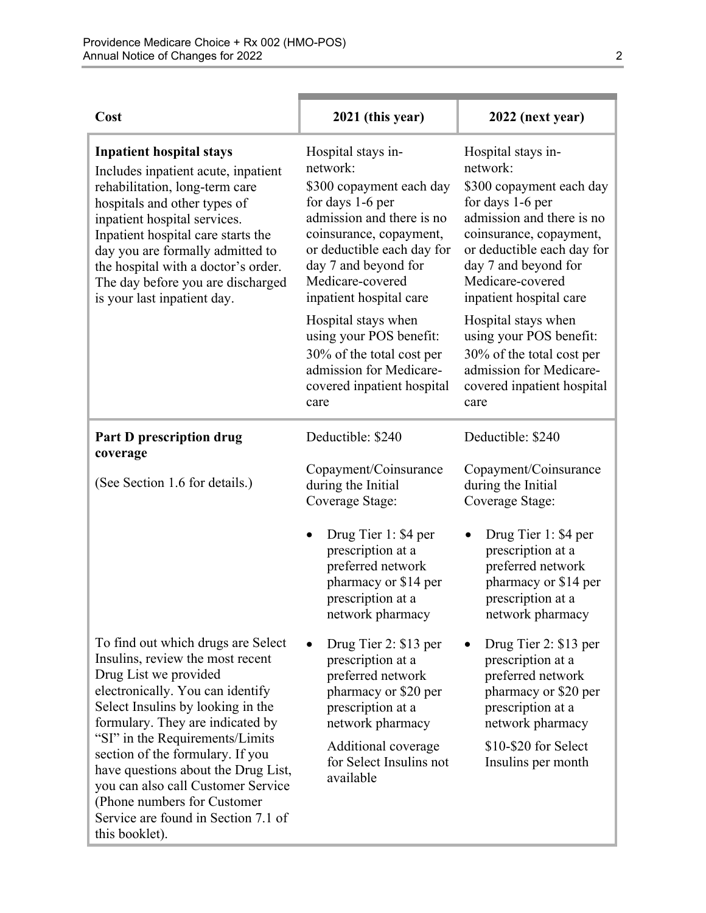| Cost | 2021 (this year) | 2022 (next year) |
|---|---|---|
| **Inpatient hospital stays**<br>Includes inpatient acute, inpatient rehabilitation, long-term care hospitals and other types of inpatient hospital services. Inpatient hospital care starts the day you are formally admitted to the hospital with a doctor's order. The day before you are discharged is your last inpatient day. | Hospital stays in-network:<br>$300 copayment each day for days 1-6 per admission and there is no coinsurance, copayment, or deductible each day for day 7 and beyond for Medicare-covered inpatient hospital care<br><br>Hospital stays when using your POS benefit:<br>30% of the total cost per admission for Medicare-covered inpatient hospital care | Hospital stays in-network:<br>$300 copayment each day for days 1-6 per admission and there is no coinsurance, copayment, or deductible each day for day 7 and beyond for Medicare-covered inpatient hospital care<br><br>Hospital stays when using your POS benefit:<br>30% of the total cost per admission for Medicare-covered inpatient hospital care |
| **Part D prescription drug coverage**<br><br>(See Section 1.6 for details.)<br><br>To find out which drugs are Select Insulins, review the most recent Drug List we provided electronically. You can identify Select Insulins by looking in the formulary. They are indicated by "SI" in the Requirements/Limits section of the formulary. If you have questions about the Drug List, you can also call Customer Service (Phone numbers for Customer Service are found in Section 7.1 of this booklet). | Deductible: $240<br><br>Copayment/Coinsurance during the Initial Coverage Stage:<br><br>• Drug Tier 1: $4 per prescription at a preferred network pharmacy or $14 per prescription at a network pharmacy<br><br>• Drug Tier 2: $13 per prescription at a preferred network pharmacy or $20 per prescription at a network pharmacy<br><br>Additional coverage for Select Insulins not available | Deductible: $240<br><br>Copayment/Coinsurance during the Initial Coverage Stage:<br><br>• Drug Tier 1: $4 per prescription at a preferred network pharmacy or $14 per prescription at a network pharmacy<br><br>• Drug Tier 2: $13 per prescription at a preferred network pharmacy or $20 per prescription at a network pharmacy<br><br>$10-$20 for Select Insulins per month |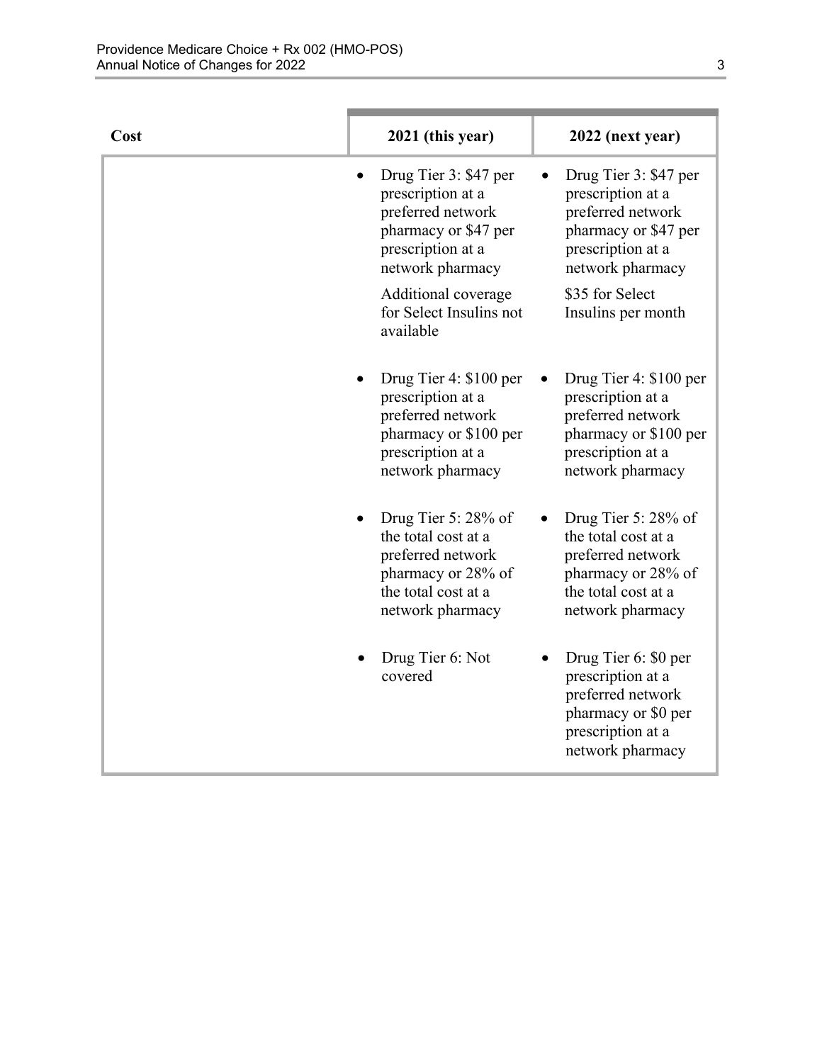| Cost | 2021 (this year) | 2022 (next year) |
|---|---|---|
| | • Drug Tier 3: $47 per prescription at a preferred network pharmacy or $47 per prescription at a network pharmacy<br><br>Additional coverage for Select Insulins not available | • Drug Tier 3: $47 per prescription at a preferred network pharmacy or $47 per prescription at a network pharmacy<br><br>$35 for Select Insulins per month |
| | • Drug Tier 4: $100 per prescription at a preferred network pharmacy or $100 per prescription at a network pharmacy | • Drug Tier 4: $100 per prescription at a preferred network pharmacy or $100 per prescription at a network pharmacy |
| | • Drug Tier 5: 28% of the total cost at a preferred network pharmacy or 28% of the total cost at a network pharmacy | • Drug Tier 5: 28% of the total cost at a preferred network pharmacy or 28% of the total cost at a network pharmacy |
| | • Drug Tier 6: Not covered | • Drug Tier 6: $0 per prescription at a preferred network pharmacy or $0 per prescription at a network pharmacy |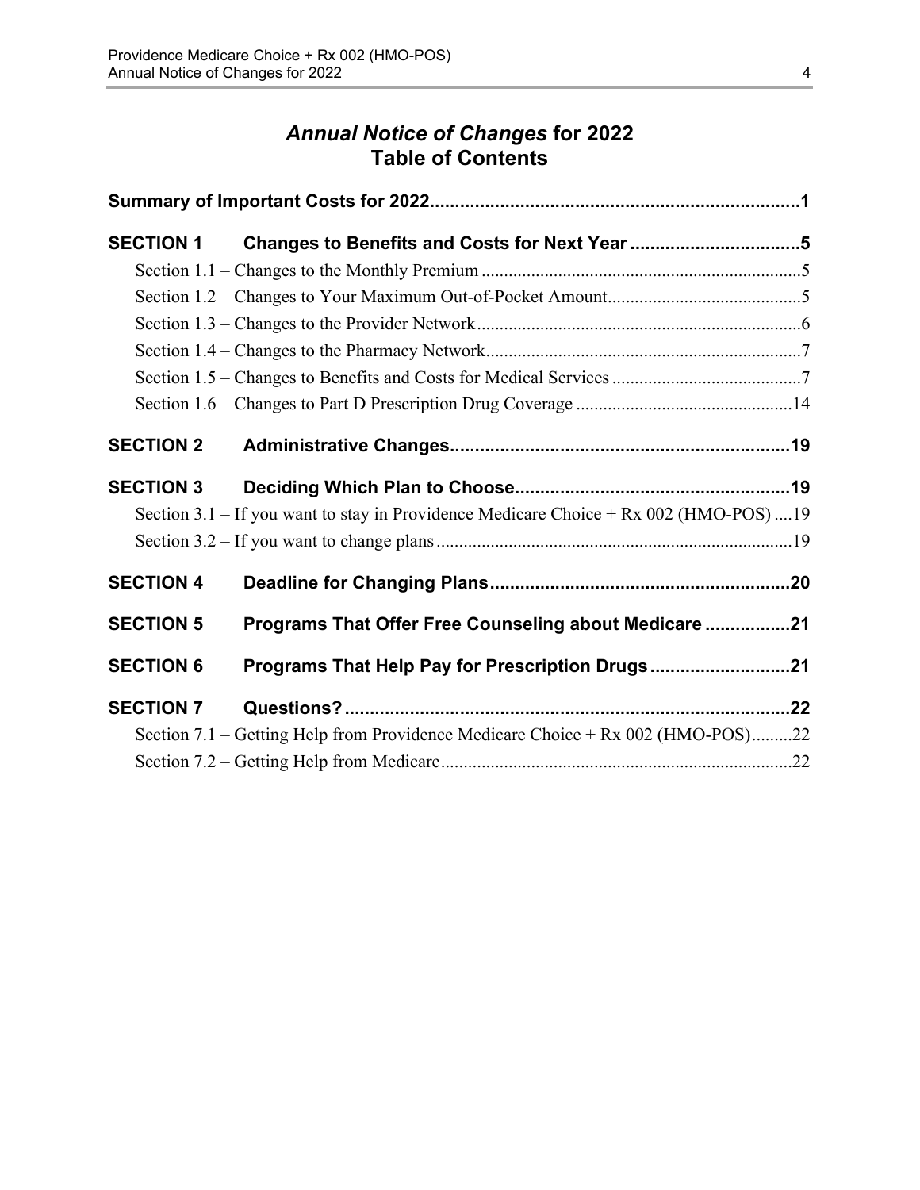# *Annual Notice of Changes* for 2022
# Table of Contents

**Summary of Important Costs for 2022..........................................................................1**

**SECTION 1 Changes to Benefits and Costs for Next Year ..................................5**

- Section 1.1 – Changes to the Monthly Premium ........................................................................5
- Section 1.2 – Changes to Your Maximum Out-of-Pocket Amount...........................................5
- Section 1.3 – Changes to the Provider Network.........................................................................6
- Section 1.4 – Changes to the Pharmacy Network.......................................................................7
- Section 1.5 – Changes to Benefits and Costs for Medical Services ..........................................7
- Section 1.6 – Changes to Part D Prescription Drug Coverage ................................................14

**SECTION 2 Administrative Changes....................................................................19**

**SECTION 3 Deciding Which Plan to Choose.......................................................19**

- Section 3.1 – If you want to stay in Providence Medicare Choice + Rx 002 (HMO-POS) ....19
- Section 3.2 – If you want to change plans ...............................................................................19

**SECTION 4 Deadline for Changing Plans............................................................20**

**SECTION 5 Programs That Offer Free Counseling about Medicare .................21**

**SECTION 6 Programs That Help Pay for Prescription Drugs ............................21**

**SECTION 7 Questions?..........................................................................................22**

- Section 7.1 – Getting Help from Providence Medicare Choice + Rx 002 (HMO-POS).........22
- Section 7.2 – Getting Help from Medicare..............................................................................22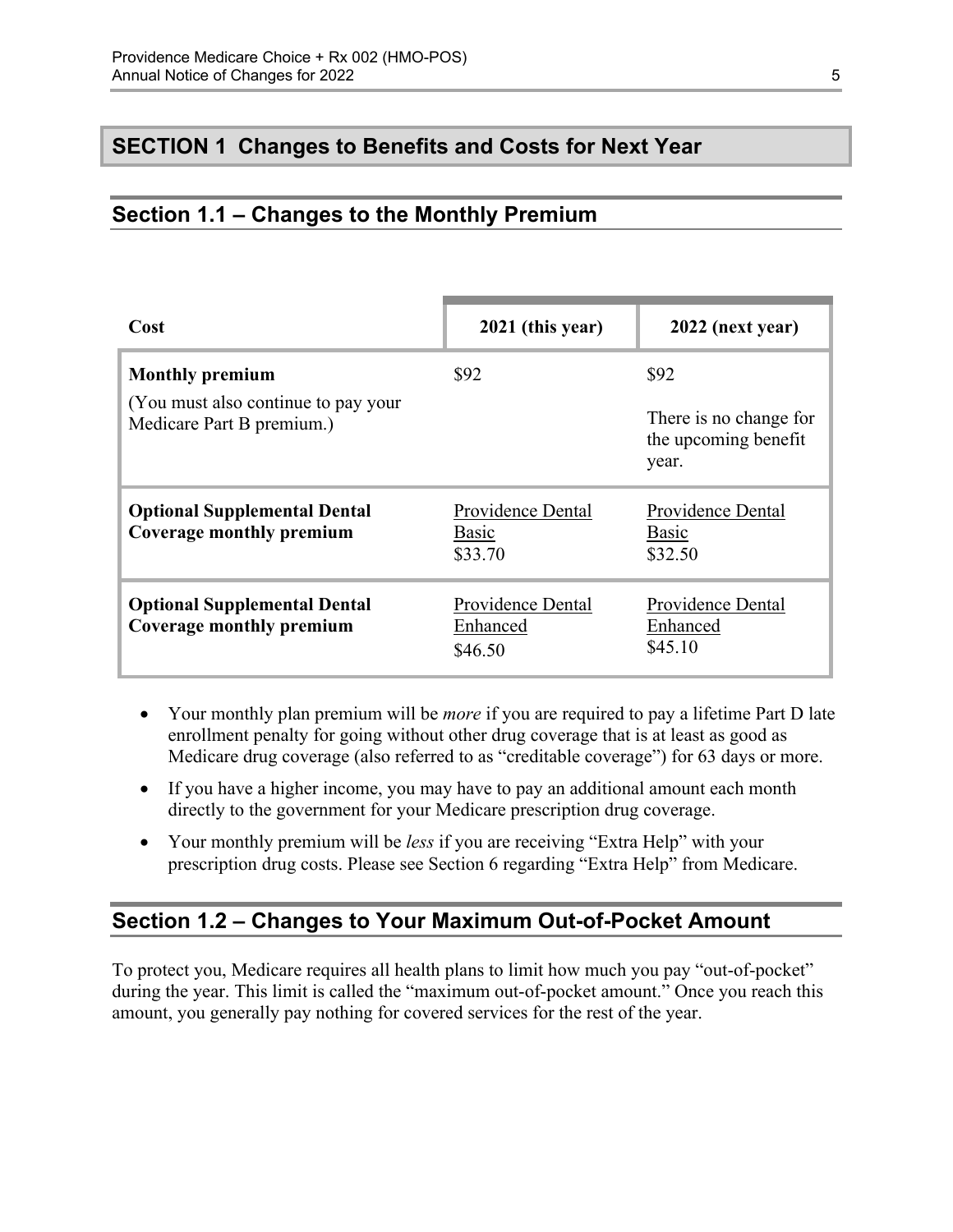## SECTION 1 Changes to Benefits and Costs for Next Year

### Section 1.1 – Changes to the Monthly Premium

| Cost | 2021 (this year) | 2022 (next year) |
|---|---|---|
| **Monthly premium**<br>(You must also continue to pay your Medicare Part B premium.) | $92 | $92<br>There is no change for the upcoming benefit year. |
| **Optional Supplemental Dental Coverage monthly premium** | Providence Dental Basic<br>$33.70 | Providence Dental Basic<br>$32.50 |
| **Optional Supplemental Dental Coverage monthly premium** | Providence Dental Enhanced<br>$46.50 | Providence Dental Enhanced<br>$45.10 |

- Your monthly plan premium will be *more* if you are required to pay a lifetime Part D late enrollment penalty for going without other drug coverage that is at least as good as Medicare drug coverage (also referred to as "creditable coverage") for 63 days or more.
- If you have a higher income, you may have to pay an additional amount each month directly to the government for your Medicare prescription drug coverage.
- Your monthly premium will be *less* if you are receiving "Extra Help" with your prescription drug costs. Please see Section 6 regarding "Extra Help" from Medicare.

### Section 1.2 – Changes to Your Maximum Out-of-Pocket Amount

To protect you, Medicare requires all health plans to limit how much you pay "out-of-pocket" during the year. This limit is called the "maximum out-of-pocket amount." Once you reach this amount, you generally pay nothing for covered services for the rest of the year.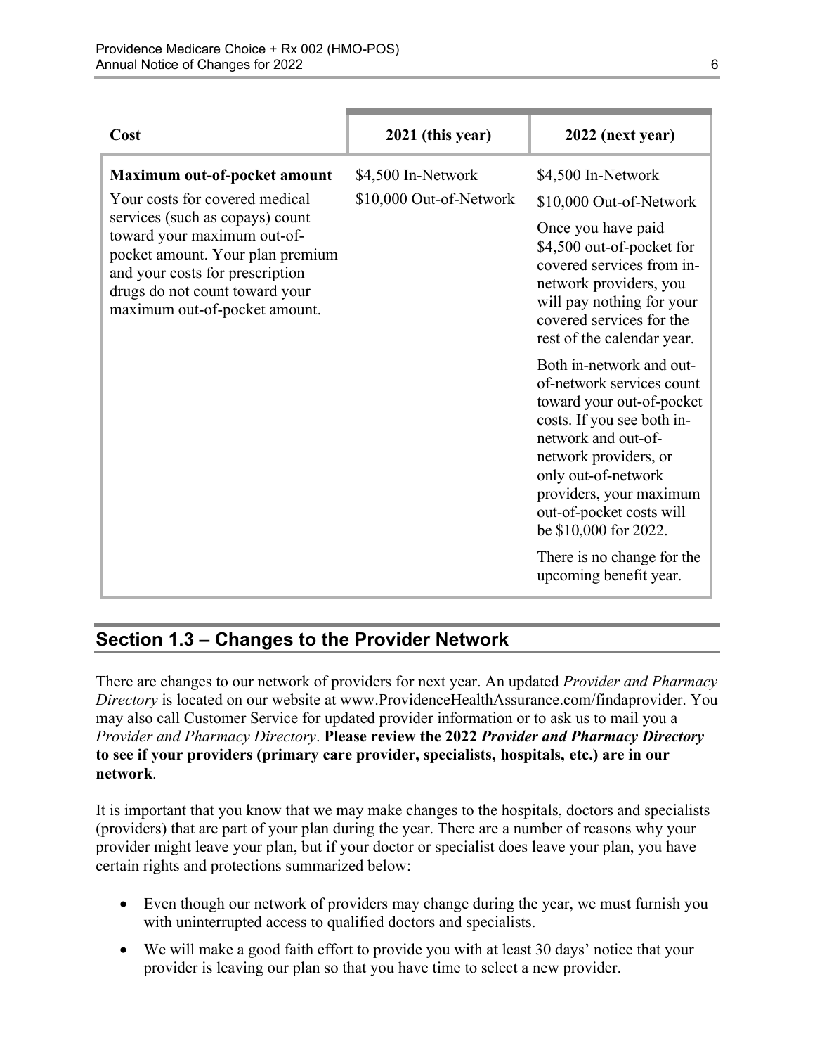| Cost | 2021 (this year) | 2022 (next year) |
|---|---|---|
| **Maximum out-of-pocket amount**<br>Your costs for covered medical services (such as copays) count toward your maximum out-of-pocket amount. Your plan premium and your costs for prescription drugs do not count toward your maximum out-of-pocket amount. | $4,500 In-Network<br>$10,000 Out-of-Network | $4,500 In-Network<br>$10,000 Out-of-Network<br>Once you have paid $4,500 out-of-pocket for covered services from in-network providers, you will pay nothing for your covered services for the rest of the calendar year.<br>Both in-network and out-of-network services count toward your out-of-pocket costs. If you see both in-network and out-of-network providers, or only out-of-network providers, your maximum out-of-pocket costs will be $10,000 for 2022.<br>There is no change for the upcoming benefit year. |

## Section 1.3 – Changes to the Provider Network

There are changes to our network of providers for next year. An updated *Provider and Pharmacy Directory* is located on our website at www.ProvidenceHealthAssurance.com/findaprovider. You may also call Customer Service for updated provider information or to ask us to mail you a *Provider and Pharmacy Directory*. **Please review the 2022 *Provider and Pharmacy Directory* to see if your providers (primary care provider, specialists, hospitals, etc.) are in our network**.

It is important that you know that we may make changes to the hospitals, doctors and specialists (providers) that are part of your plan during the year. There are a number of reasons why your provider might leave your plan, but if your doctor or specialist does leave your plan, you have certain rights and protections summarized below:

- Even though our network of providers may change during the year, we must furnish you with uninterrupted access to qualified doctors and specialists.
- We will make a good faith effort to provide you with at least 30 days' notice that your provider is leaving our plan so that you have time to select a new provider.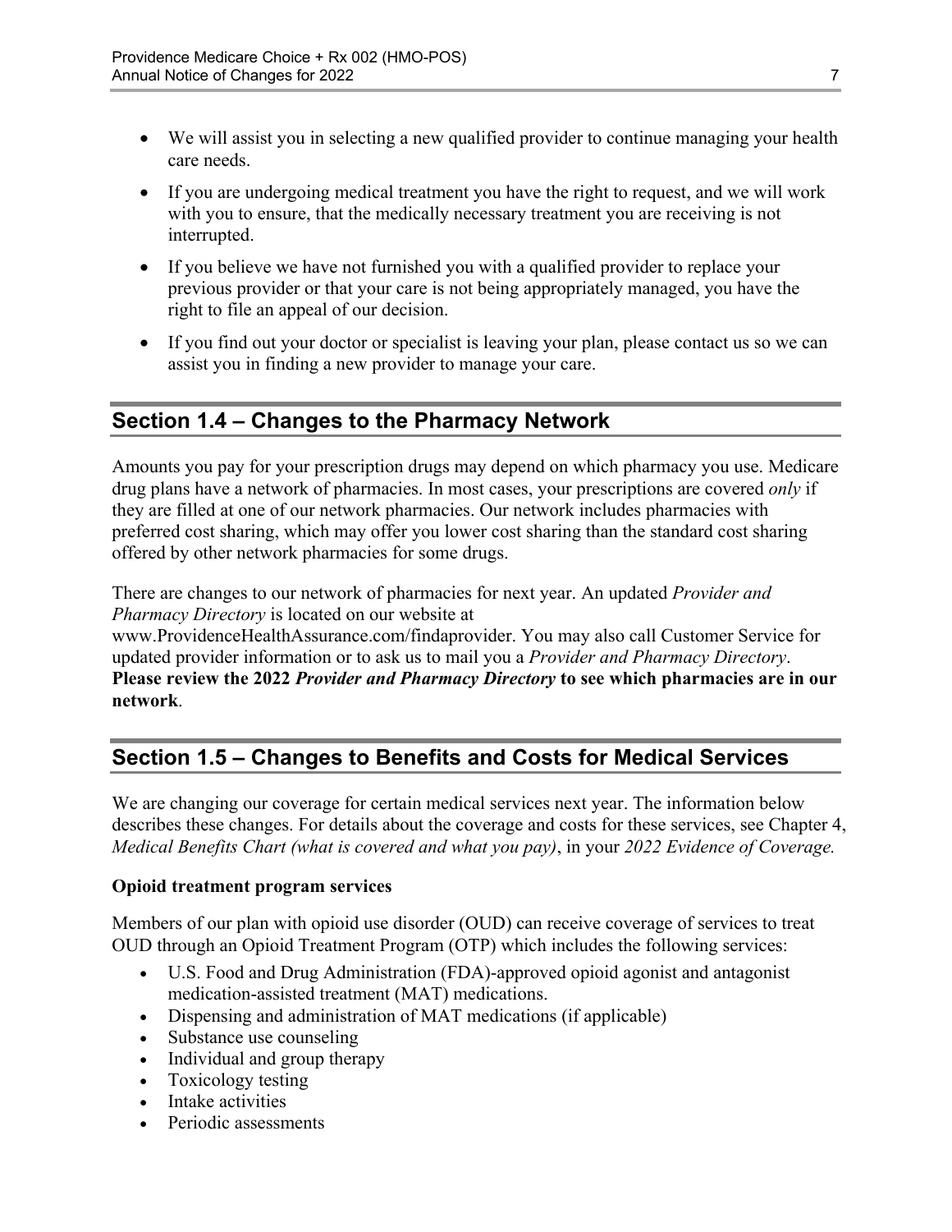- We will assist you in selecting a new qualified provider to continue managing your health care needs.
- If you are undergoing medical treatment you have the right to request, and we will work with you to ensure, that the medically necessary treatment you are receiving is not interrupted.
- If you believe we have not furnished you with a qualified provider to replace your previous provider or that your care is not being appropriately managed, you have the right to file an appeal of our decision.
- If you find out your doctor or specialist is leaving your plan, please contact us so we can assist you in finding a new provider to manage your care.

## Section 1.4 – Changes to the Pharmacy Network

Amounts you pay for your prescription drugs may depend on which pharmacy you use. Medicare drug plans have a network of pharmacies. In most cases, your prescriptions are covered *only* if they are filled at one of our network pharmacies. Our network includes pharmacies with preferred cost sharing, which may offer you lower cost sharing than the standard cost sharing offered by other network pharmacies for some drugs.

There are changes to our network of pharmacies for next year. An updated *Provider and Pharmacy Directory* is located on our website at www.ProvidenceHealthAssurance.com/findaprovider. You may also call Customer Service for updated provider information or to ask us to mail you a *Provider and Pharmacy Directory*. **Please review the 2022 *Provider and Pharmacy Directory* to see which pharmacies are in our network**.

## Section 1.5 – Changes to Benefits and Costs for Medical Services

We are changing our coverage for certain medical services next year. The information below describes these changes. For details about the coverage and costs for these services, see Chapter 4, *Medical Benefits Chart (what is covered and what you pay)*, in your *2022 Evidence of Coverage.*

**Opioid treatment program services**

Members of our plan with opioid use disorder (OUD) can receive coverage of services to treat OUD through an Opioid Treatment Program (OTP) which includes the following services:

- U.S. Food and Drug Administration (FDA)-approved opioid agonist and antagonist medication-assisted treatment (MAT) medications.
- Dispensing and administration of MAT medications (if applicable)
- Substance use counseling
- Individual and group therapy
- Toxicology testing
- Intake activities
- Periodic assessments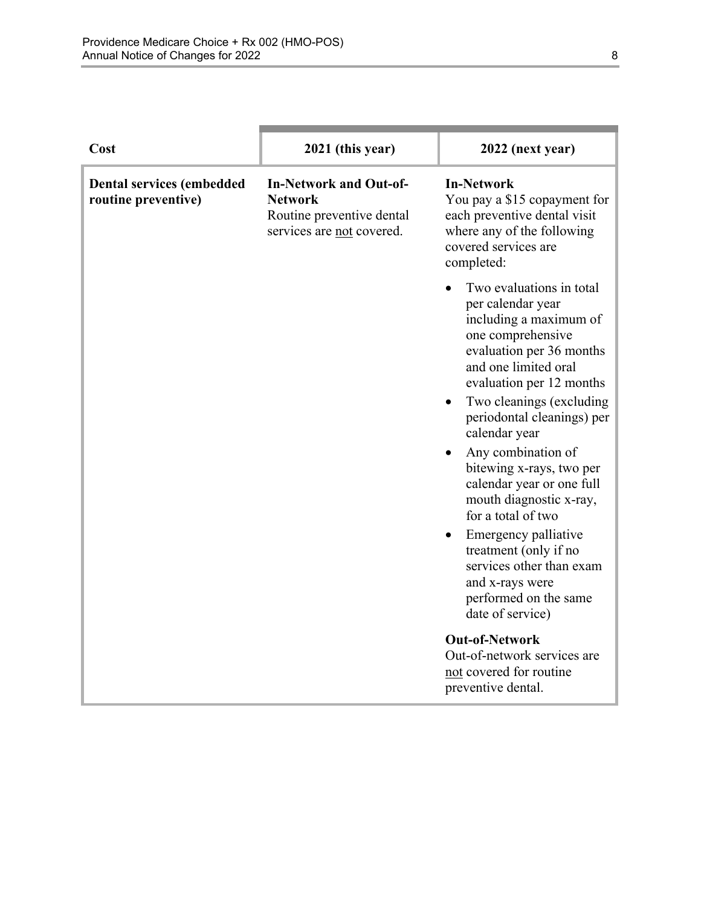| Cost | 2021 (this year) | 2022 (next year) |
|---|---|---|
| **Dental services (embedded routine preventive)** | **In-Network and Out-of-Network**<br>Routine preventive dental services are not covered. | **In-Network**<br>You pay a $15 copayment for each preventive dental visit where any of the following covered services are completed:<br>• Two evaluations in total per calendar year including a maximum of one comprehensive evaluation per 36 months and one limited oral evaluation per 12 months<br>• Two cleanings (excluding periodontal cleanings) per calendar year<br>• Any combination of bitewing x-rays, two per calendar year or one full mouth diagnostic x-ray, for a total of two<br>• Emergency palliative treatment (only if no services other than exam and x-rays were performed on the same date of service)<br>**Out-of-Network**<br>Out-of-network services are not covered for routine preventive dental. |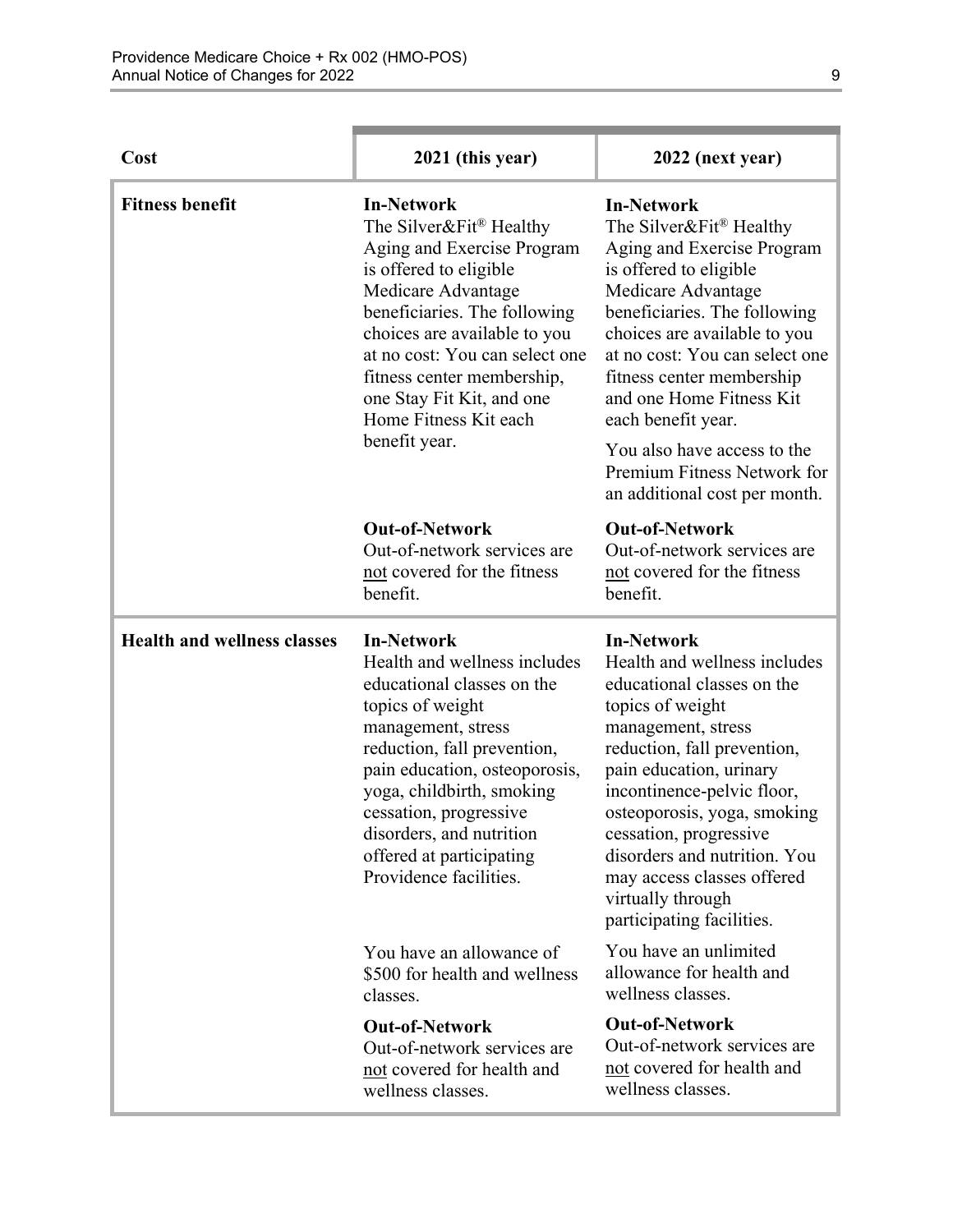| Cost | 2021 (this year) | 2022 (next year) |
|---|---|---|
| **Fitness benefit** | **In-Network**<br>The Silver&Fit® Healthy Aging and Exercise Program is offered to eligible Medicare Advantage beneficiaries. The following choices are available to you at no cost: You can select one fitness center membership, one Stay Fit Kit, and one Home Fitness Kit each benefit year.<br><br>**Out-of-Network**<br>Out-of-network services are not covered for the fitness benefit. | **In-Network**<br>The Silver&Fit® Healthy Aging and Exercise Program is offered to eligible Medicare Advantage beneficiaries. The following choices are available to you at no cost: You can select one fitness center membership and one Home Fitness Kit each benefit year.<br><br>You also have access to the Premium Fitness Network for an additional cost per month.<br><br>**Out-of-Network**<br>Out-of-network services are not covered for the fitness benefit. |
| **Health and wellness classes** | **In-Network**<br>Health and wellness includes educational classes on the topics of weight management, stress reduction, fall prevention, pain education, osteoporosis, yoga, childbirth, smoking cessation, progressive disorders, and nutrition offered at participating Providence facilities.<br><br>You have an allowance of $500 for health and wellness classes.<br><br>**Out-of-Network**<br>Out-of-network services are not covered for health and wellness classes. | **In-Network**<br>Health and wellness includes educational classes on the topics of weight management, stress reduction, fall prevention, pain education, urinary incontinence-pelvic floor, osteoporosis, yoga, smoking cessation, progressive disorders and nutrition. You may access classes offered virtually through participating facilities.<br><br>You have an unlimited allowance for health and wellness classes.<br><br>**Out-of-Network**<br>Out-of-network services are not covered for health and wellness classes. |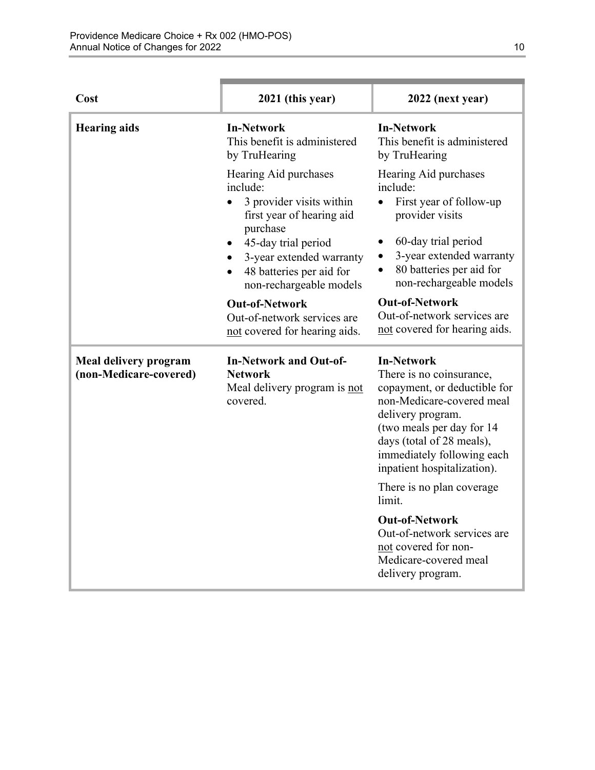| Cost | 2021 (this year) | 2022 (next year) |
|---|---|---|
| **Hearing aids** | **In-Network**<br>This benefit is administered by TruHearing<br><br>Hearing Aid purchases include:<br>• 3 provider visits within first year of hearing aid purchase<br>• 45-day trial period<br>• 3-year extended warranty<br>• 48 batteries per aid for non-rechargeable models<br><br>**Out-of-Network**<br>Out-of-network services are not covered for hearing aids. | **In-Network**<br>This benefit is administered by TruHearing<br><br>Hearing Aid purchases include:<br>• First year of follow-up provider visits<br>• 60-day trial period<br>• 3-year extended warranty<br>• 80 batteries per aid for non-rechargeable models<br><br>**Out-of-Network**<br>Out-of-network services are not covered for hearing aids. |
| **Meal delivery program (non-Medicare-covered)** | **In-Network and Out-of-Network**<br>Meal delivery program is not covered. | **In-Network**<br>There is no coinsurance, copayment, or deductible for non-Medicare-covered meal delivery program.<br>(two meals per day for 14 days (total of 28 meals), immediately following each inpatient hospitalization).<br><br>There is no plan coverage limit.<br><br>**Out-of-Network**<br>Out-of-network services are not covered for non-Medicare-covered meal delivery program. |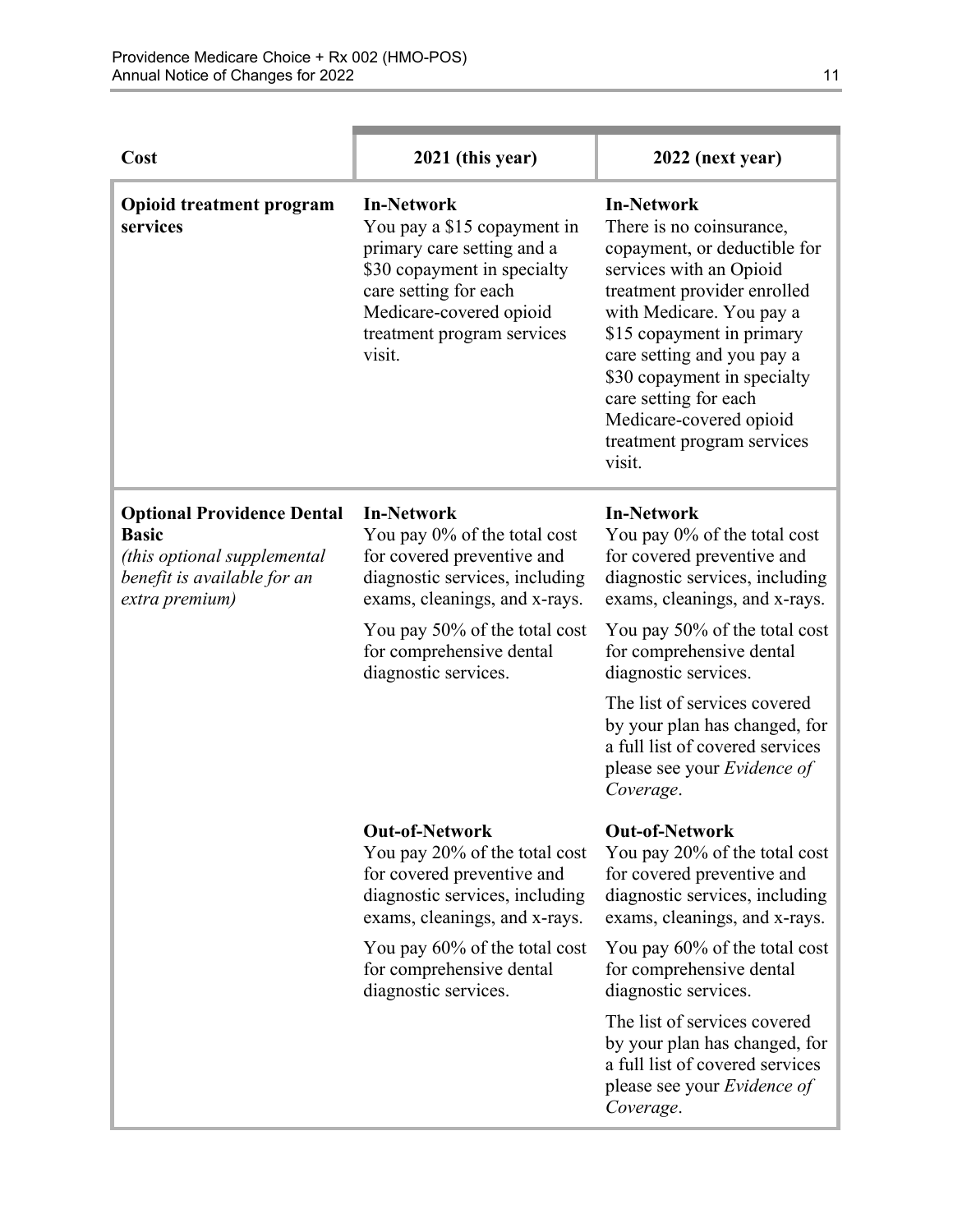| Cost | 2021 (this year) | 2022 (next year) |
|---|---|---|
| **Opioid treatment program services** | **In-Network**<br>You pay a $15 copayment in primary care setting and a $30 copayment in specialty care setting for each Medicare-covered opioid treatment program services visit. | **In-Network**<br>There is no coinsurance, copayment, or deductible for services with an Opioid treatment provider enrolled with Medicare. You pay a $15 copayment in primary care setting and you pay a $30 copayment in specialty care setting for each Medicare-covered opioid treatment program services visit. |
| **Optional Providence Dental Basic**<br>*(this optional supplemental benefit is available for an extra premium)* | **In-Network**<br>You pay 0% of the total cost for covered preventive and diagnostic services, including exams, cleanings, and x-rays.<br><br>You pay 50% of the total cost for comprehensive dental diagnostic services. | **In-Network**<br>You pay 0% of the total cost for covered preventive and diagnostic services, including exams, cleanings, and x-rays.<br><br>You pay 50% of the total cost for comprehensive dental diagnostic services.<br><br>The list of services covered by your plan has changed, for a full list of covered services please see your *Evidence of Coverage*. |
| | **Out-of-Network**<br>You pay 20% of the total cost for covered preventive and diagnostic services, including exams, cleanings, and x-rays.<br><br>You pay 60% of the total cost for comprehensive dental diagnostic services. | **Out-of-Network**<br>You pay 20% of the total cost for covered preventive and diagnostic services, including exams, cleanings, and x-rays.<br><br>You pay 60% of the total cost for comprehensive dental diagnostic services.<br><br>The list of services covered by your plan has changed, for a full list of covered services please see your *Evidence of Coverage*. |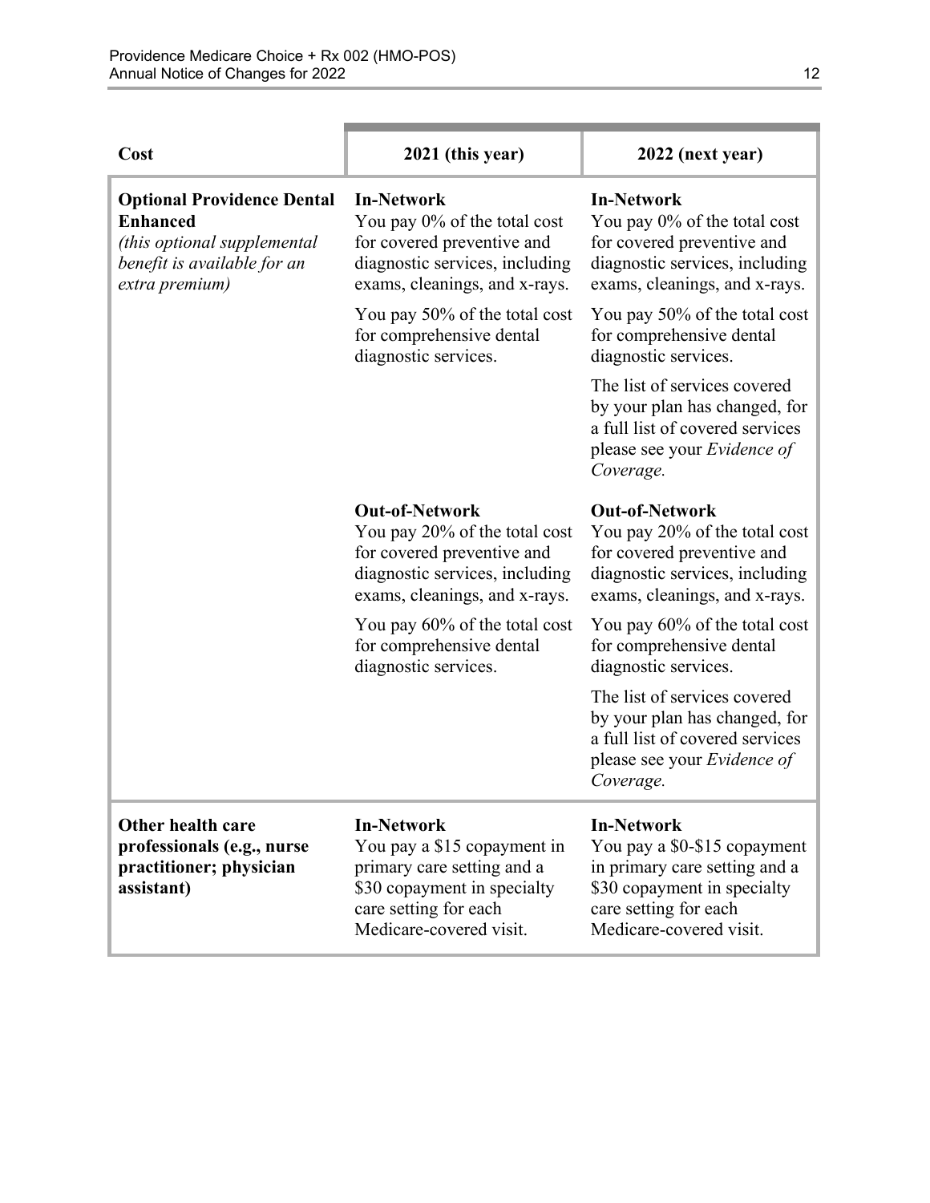| Cost | 2021 (this year) | 2022 (next year) |
|---|---|---|
| **Optional Providence Dental Enhanced** *(this optional supplemental benefit is available for an extra premium)* | **In-Network** You pay 0% of the total cost for covered preventive and diagnostic services, including exams, cleanings, and x-rays. You pay 50% of the total cost for comprehensive dental diagnostic services. | **In-Network** You pay 0% of the total cost for covered preventive and diagnostic services, including exams, cleanings, and x-rays. You pay 50% of the total cost for comprehensive dental diagnostic services. The list of services covered by your plan has changed, for a full list of covered services please see your *Evidence of Coverage.* |
| | **Out-of-Network** You pay 20% of the total cost for covered preventive and diagnostic services, including exams, cleanings, and x-rays. You pay 60% of the total cost for comprehensive dental diagnostic services. | **Out-of-Network** You pay 20% of the total cost for covered preventive and diagnostic services, including exams, cleanings, and x-rays. You pay 60% of the total cost for comprehensive dental diagnostic services. The list of services covered by your plan has changed, for a full list of covered services please see your *Evidence of Coverage.* |
| **Other health care professionals (e.g., nurse practitioner; physician assistant)** | **In-Network** You pay a $15 copayment in primary care setting and a $30 copayment in specialty care setting for each Medicare-covered visit. | **In-Network** You pay a $0-$15 copayment in primary care setting and a $30 copayment in specialty care setting for each Medicare-covered visit. |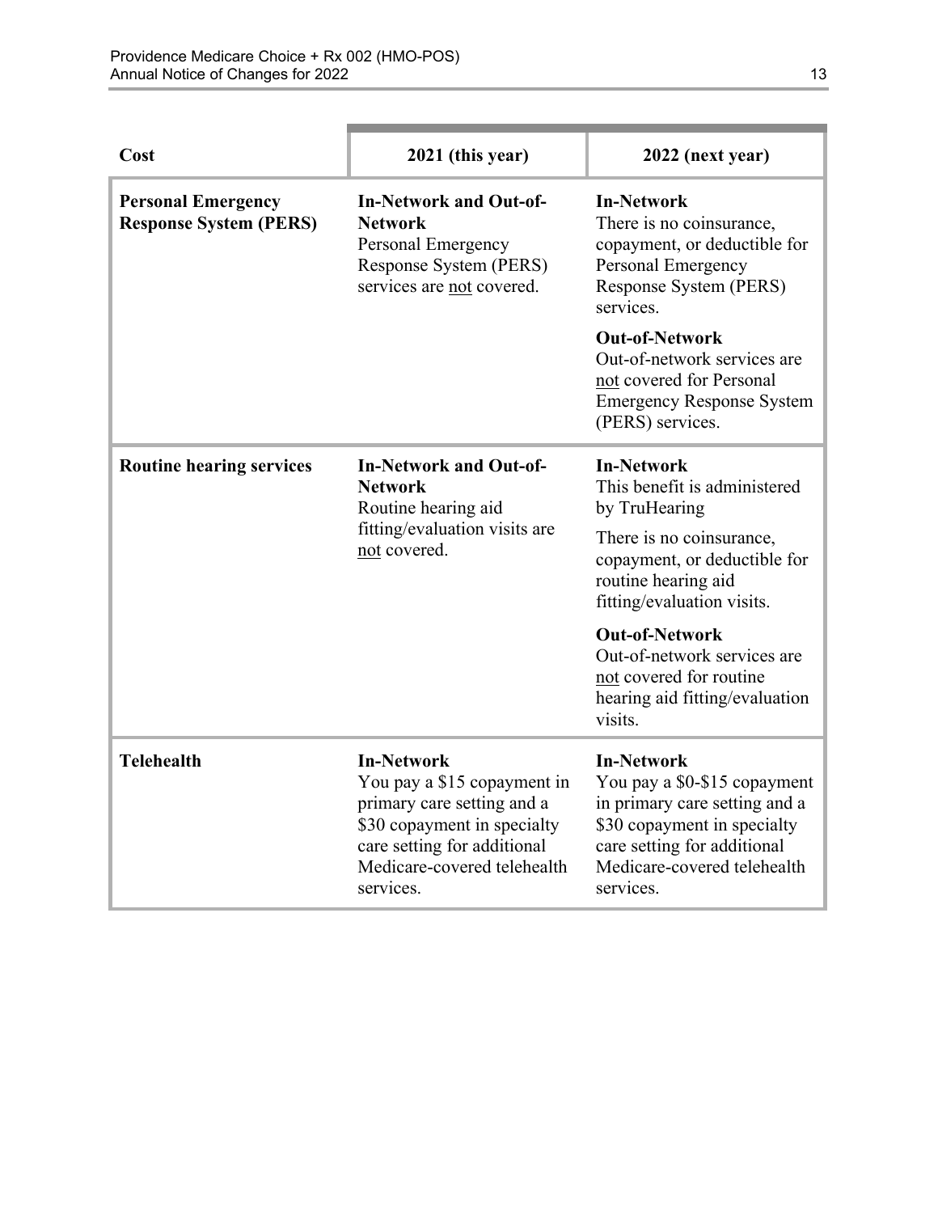| Cost | 2021 (this year) | 2022 (next year) |
|---|---|---|
| **Personal Emergency Response System (PERS)** | **In-Network and Out-of-Network**<br>Personal Emergency Response System (PERS) services are not covered. | **In-Network**<br>There is no coinsurance, copayment, or deductible for Personal Emergency Response System (PERS) services.<br><br>**Out-of-Network**<br>Out-of-network services are not covered for Personal Emergency Response System (PERS) services. |
| **Routine hearing services** | **In-Network and Out-of-Network**<br>Routine hearing aid fitting/evaluation visits are not covered. | **In-Network**<br>This benefit is administered by TruHearing<br><br>There is no coinsurance, copayment, or deductible for routine hearing aid fitting/evaluation visits.<br><br>**Out-of-Network**<br>Out-of-network services are not covered for routine hearing aid fitting/evaluation visits. |
| **Telehealth** | **In-Network**<br>You pay a $15 copayment in primary care setting and a $30 copayment in specialty care setting for additional Medicare-covered telehealth services. | **In-Network**<br>You pay a $0-$15 copayment in primary care setting and a $30 copayment in specialty care setting for additional Medicare-covered telehealth services. |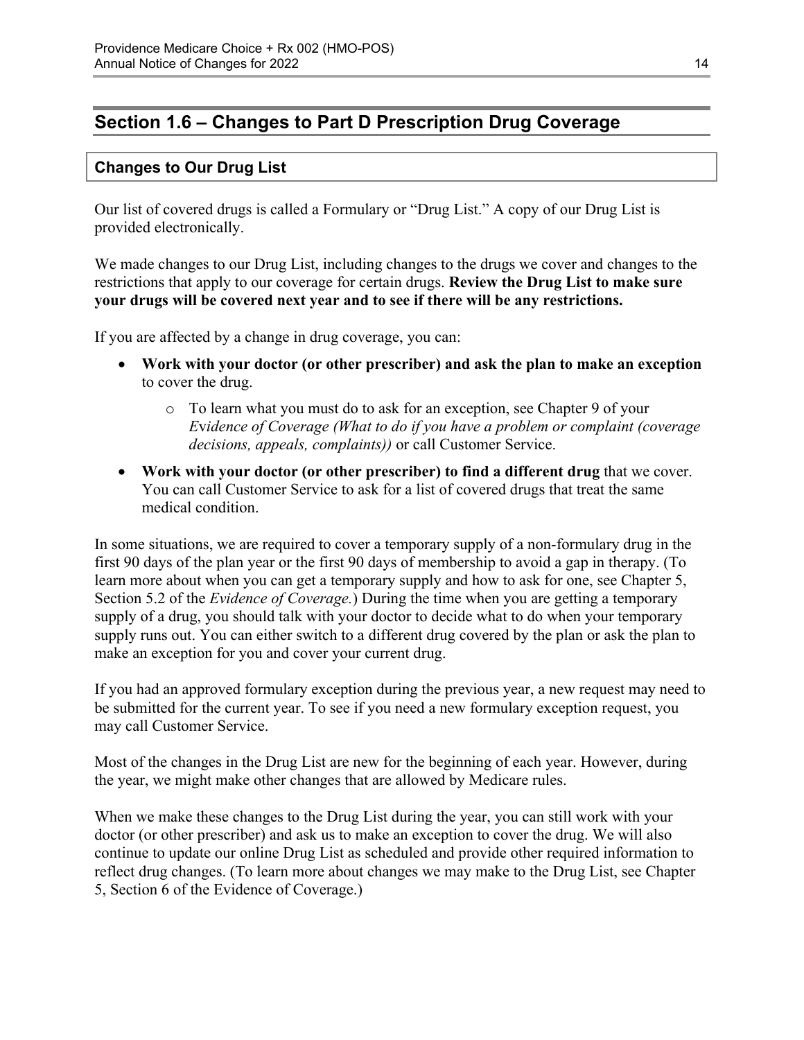## Section 1.6 – Changes to Part D Prescription Drug Coverage

### Changes to Our Drug List

Our list of covered drugs is called a Formulary or "Drug List." A copy of our Drug List is provided electronically.

We made changes to our Drug List, including changes to the drugs we cover and changes to the restrictions that apply to our coverage for certain drugs. **Review the Drug List to make sure your drugs will be covered next year and to see if there will be any restrictions.**

If you are affected by a change in drug coverage, you can:

- **Work with your doctor (or other prescriber) and ask the plan to make an exception** to cover the drug.
  - To learn what you must do to ask for an exception, see Chapter 9 of your *Evidence of Coverage (What to do if you have a problem or complaint (coverage decisions, appeals, complaints))* or call Customer Service.
- **Work with your doctor (or other prescriber) to find a different drug** that we cover. You can call Customer Service to ask for a list of covered drugs that treat the same medical condition.

In some situations, we are required to cover a temporary supply of a non-formulary drug in the first 90 days of the plan year or the first 90 days of membership to avoid a gap in therapy. (To learn more about when you can get a temporary supply and how to ask for one, see Chapter 5, Section 5.2 of the *Evidence of Coverage.*) During the time when you are getting a temporary supply of a drug, you should talk with your doctor to decide what to do when your temporary supply runs out. You can either switch to a different drug covered by the plan or ask the plan to make an exception for you and cover your current drug.

If you had an approved formulary exception during the previous year, a new request may need to be submitted for the current year. To see if you need a new formulary exception request, you may call Customer Service.

Most of the changes in the Drug List are new for the beginning of each year. However, during the year, we might make other changes that are allowed by Medicare rules.

When we make these changes to the Drug List during the year, you can still work with your doctor (or other prescriber) and ask us to make an exception to cover the drug. We will also continue to update our online Drug List as scheduled and provide other required information to reflect drug changes. (To learn more about changes we may make to the Drug List, see Chapter 5, Section 6 of the Evidence of Coverage.)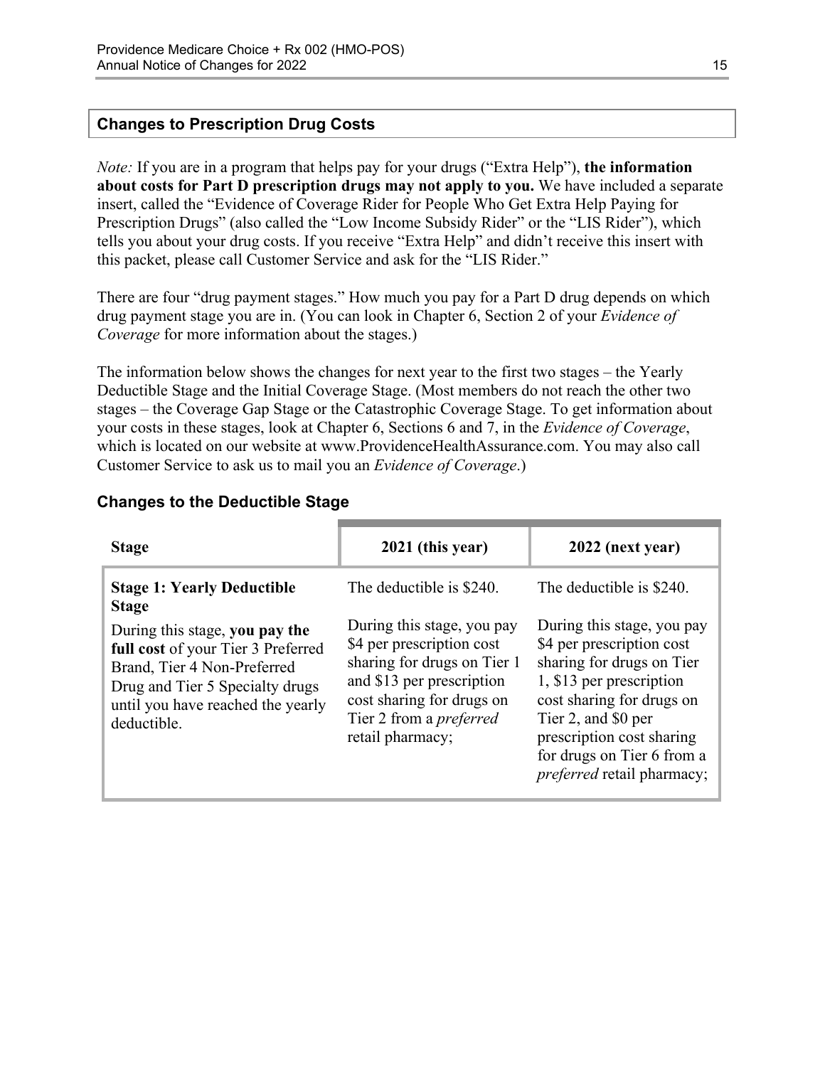## Changes to Prescription Drug Costs

*Note:* If you are in a program that helps pay for your drugs ("Extra Help"), **the information about costs for Part D prescription drugs may not apply to you.** We have included a separate insert, called the "Evidence of Coverage Rider for People Who Get Extra Help Paying for Prescription Drugs" (also called the "Low Income Subsidy Rider" or the "LIS Rider"), which tells you about your drug costs. If you receive "Extra Help" and didn't receive this insert with this packet, please call Customer Service and ask for the "LIS Rider."

There are four "drug payment stages." How much you pay for a Part D drug depends on which drug payment stage you are in. (You can look in Chapter 6, Section 2 of your *Evidence of Coverage* for more information about the stages.)

The information below shows the changes for next year to the first two stages – the Yearly Deductible Stage and the Initial Coverage Stage. (Most members do not reach the other two stages – the Coverage Gap Stage or the Catastrophic Coverage Stage. To get information about your costs in these stages, look at Chapter 6, Sections 6 and 7, in the *Evidence of Coverage*, which is located on our website at www.ProvidenceHealthAssurance.com. You may also call Customer Service to ask us to mail you an *Evidence of Coverage*.)

### Changes to the Deductible Stage

| Stage | 2021 (this year) | 2022 (next year) |
|---|---|---|
| **Stage 1: Yearly Deductible Stage**<br><br>During this stage, **you pay the full cost** of your Tier 3 Preferred Brand, Tier 4 Non-Preferred Drug and Tier 5 Specialty drugs until you have reached the yearly deductible. | The deductible is $240.<br><br>During this stage, you pay $4 per prescription cost sharing for drugs on Tier 1 and $13 per prescription cost sharing for drugs on Tier 2 from a *preferred* retail pharmacy; | The deductible is $240.<br><br>During this stage, you pay $4 per prescription cost sharing for drugs on Tier 1, $13 per prescription cost sharing for drugs on Tier 2, and $0 per prescription cost sharing for drugs on Tier 6 from a *preferred* retail pharmacy; |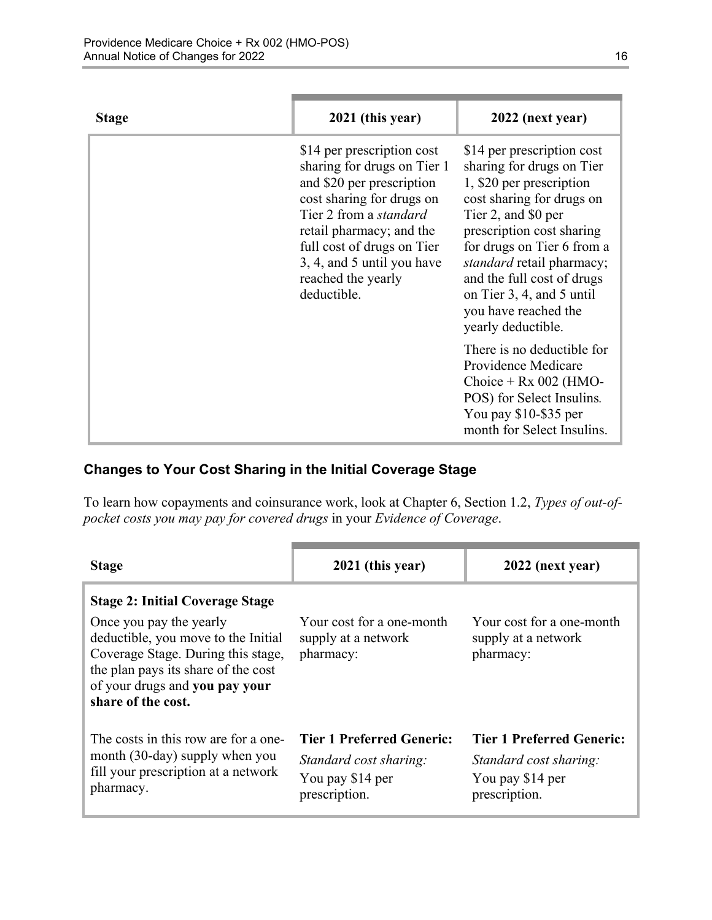| Stage | 2021 (this year) | 2022 (next year) |
|---|---|---|
| | $14 per prescription cost sharing for drugs on Tier 1 and $20 per prescription cost sharing for drugs on Tier 2 from a *standard* retail pharmacy; and the full cost of drugs on Tier 3, 4, and 5 until you have reached the yearly deductible. | $14 per prescription cost sharing for drugs on Tier 1, $20 per prescription cost sharing for drugs on Tier 2, and $0 per prescription cost sharing for drugs on Tier 6 from a *standard* retail pharmacy; and the full cost of drugs on Tier 3, 4, and 5 until you have reached the yearly deductible.<br><br>There is no deductible for Providence Medicare Choice + Rx 002 (HMO-POS) for Select Insulins*.* You pay $10-$35 per month for Select Insulins. |

### Changes to Your Cost Sharing in the Initial Coverage Stage

To learn how copayments and coinsurance work, look at Chapter 6, Section 1.2, *Types of out-of-pocket costs you may pay for covered drugs* in your *Evidence of Coverage*.

| Stage | 2021 (this year) | 2022 (next year) |
|---|---|---|
| **Stage 2: Initial Coverage Stage**<br><br>Once you pay the yearly deductible, you move to the Initial Coverage Stage. During this stage, the plan pays its share of the cost of your drugs and **you pay your share of the cost.** | Your cost for a one-month supply at a network pharmacy: | Your cost for a one-month supply at a network pharmacy: |
| The costs in this row are for a one-month (30-day) supply when you fill your prescription at a network pharmacy. | **Tier 1 Preferred Generic:**<br>*Standard cost sharing:*<br>You pay $14 per prescription. | **Tier 1 Preferred Generic:**<br>*Standard cost sharing:*<br>You pay $14 per prescription. |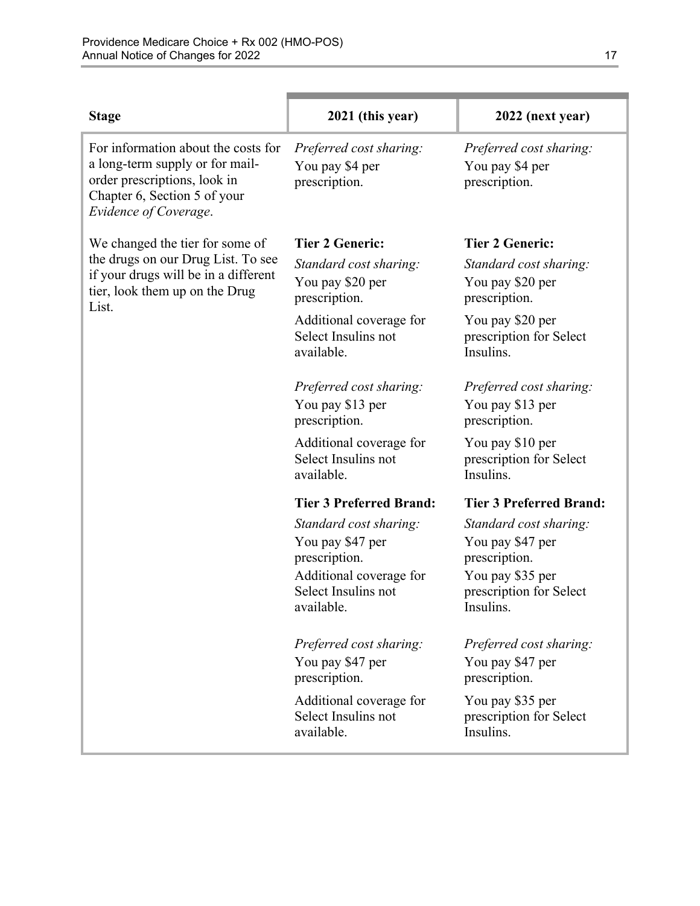| Stage | 2021 (this year) | 2022 (next year) |
|---|---|---|
| For information about the costs for a long-term supply or for mail-order prescriptions, look in Chapter 6, Section 5 of your *Evidence of Coverage*. | *Preferred cost sharing:* You pay $4 per prescription. | *Preferred cost sharing:* You pay $4 per prescription. |
| We changed the tier for some of the drugs on our Drug List. To see if your drugs will be in a different tier, look them up on the Drug List. | **Tier 2 Generic:** *Standard cost sharing:* You pay $20 per prescription. Additional coverage for Select Insulins not available. | **Tier 2 Generic:** *Standard cost sharing:* You pay $20 per prescription. You pay $20 per prescription for Select Insulins. |
| | *Preferred cost sharing:* You pay $13 per prescription. Additional coverage for Select Insulins not available. | *Preferred cost sharing:* You pay $13 per prescription. You pay $10 per prescription for Select Insulins. |
| | **Tier 3 Preferred Brand:** *Standard cost sharing:* You pay $47 per prescription. Additional coverage for Select Insulins not available. | **Tier 3 Preferred Brand:** *Standard cost sharing:* You pay $47 per prescription. You pay $35 per prescription for Select Insulins. |
| | *Preferred cost sharing:* You pay $47 per prescription. Additional coverage for Select Insulins not available. | *Preferred cost sharing:* You pay $47 per prescription. You pay $35 per prescription for Select Insulins. |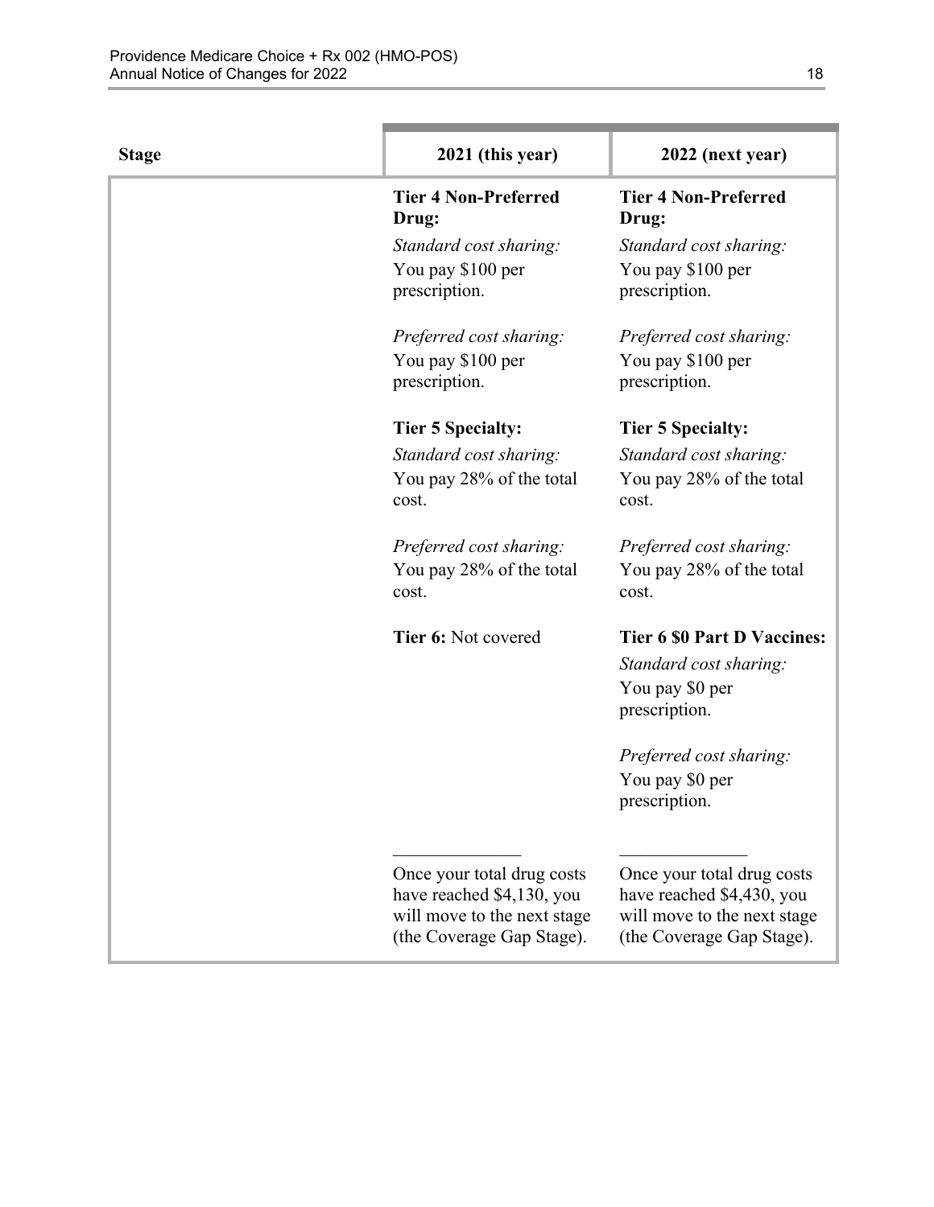| Stage | 2021 (this year) | 2022 (next year) |
|---|---|---|
| | **Tier 4 Non-Preferred Drug:**<br>*Standard cost sharing:*<br>You pay $100 per prescription.<br><br>*Preferred cost sharing:*<br>You pay $100 per prescription.<br><br>**Tier 5 Specialty:**<br>*Standard cost sharing:*<br>You pay 28% of the total cost.<br><br>*Preferred cost sharing:*<br>You pay 28% of the total cost.<br><br>**Tier 6:** Not covered<br><br>______________<br>Once your total drug costs have reached $4,130, you will move to the next stage (the Coverage Gap Stage). | **Tier 4 Non-Preferred Drug:**<br>*Standard cost sharing:*<br>You pay $100 per prescription.<br><br>*Preferred cost sharing:*<br>You pay $100 per prescription.<br><br>**Tier 5 Specialty:**<br>*Standard cost sharing:*<br>You pay 28% of the total cost.<br><br>*Preferred cost sharing:*<br>You pay 28% of the total cost.<br><br>**Tier 6 $0 Part D Vaccines:**<br>*Standard cost sharing:*<br>You pay $0 per prescription.<br><br>*Preferred cost sharing:*<br>You pay $0 per prescription.<br><br>______________<br>Once your total drug costs have reached $4,430, you will move to the next stage (the Coverage Gap Stage). |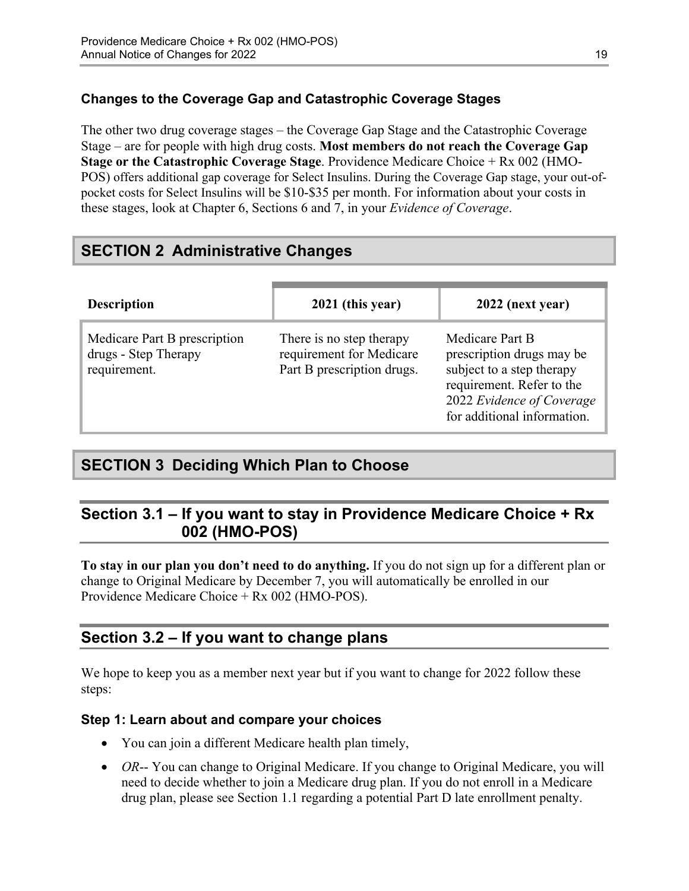### Changes to the Coverage Gap and Catastrophic Coverage Stages

The other two drug coverage stages – the Coverage Gap Stage and the Catastrophic Coverage Stage – are for people with high drug costs. **Most members do not reach the Coverage Gap Stage or the Catastrophic Coverage Stage**. Providence Medicare Choice + Rx 002 (HMO-POS) offers additional gap coverage for Select Insulins. During the Coverage Gap stage, your out-of-pocket costs for Select Insulins will be $10-$35 per month. For information about your costs in these stages, look at Chapter 6, Sections 6 and 7, in your *Evidence of Coverage*.

# SECTION 2 Administrative Changes

| Description | 2021 (this year) | 2022 (next year) |
|---|---|---|
| Medicare Part B prescription drugs - Step Therapy requirement. | There is no step therapy requirement for Medicare Part B prescription drugs. | Medicare Part B prescription drugs may be subject to a step therapy requirement. Refer to the 2022 *Evidence of Coverage* for additional information. |

# SECTION 3 Deciding Which Plan to Choose

## Section 3.1 – If you want to stay in Providence Medicare Choice + Rx 002 (HMO-POS)

**To stay in our plan you don't need to do anything.** If you do not sign up for a different plan or change to Original Medicare by December 7, you will automatically be enrolled in our Providence Medicare Choice + Rx 002 (HMO-POS).

## Section 3.2 – If you want to change plans

We hope to keep you as a member next year but if you want to change for 2022 follow these steps:

### Step 1: Learn about and compare your choices

- You can join a different Medicare health plan timely,
- *OR*-- You can change to Original Medicare. If you change to Original Medicare, you will need to decide whether to join a Medicare drug plan. If you do not enroll in a Medicare drug plan, please see Section 1.1 regarding a potential Part D late enrollment penalty.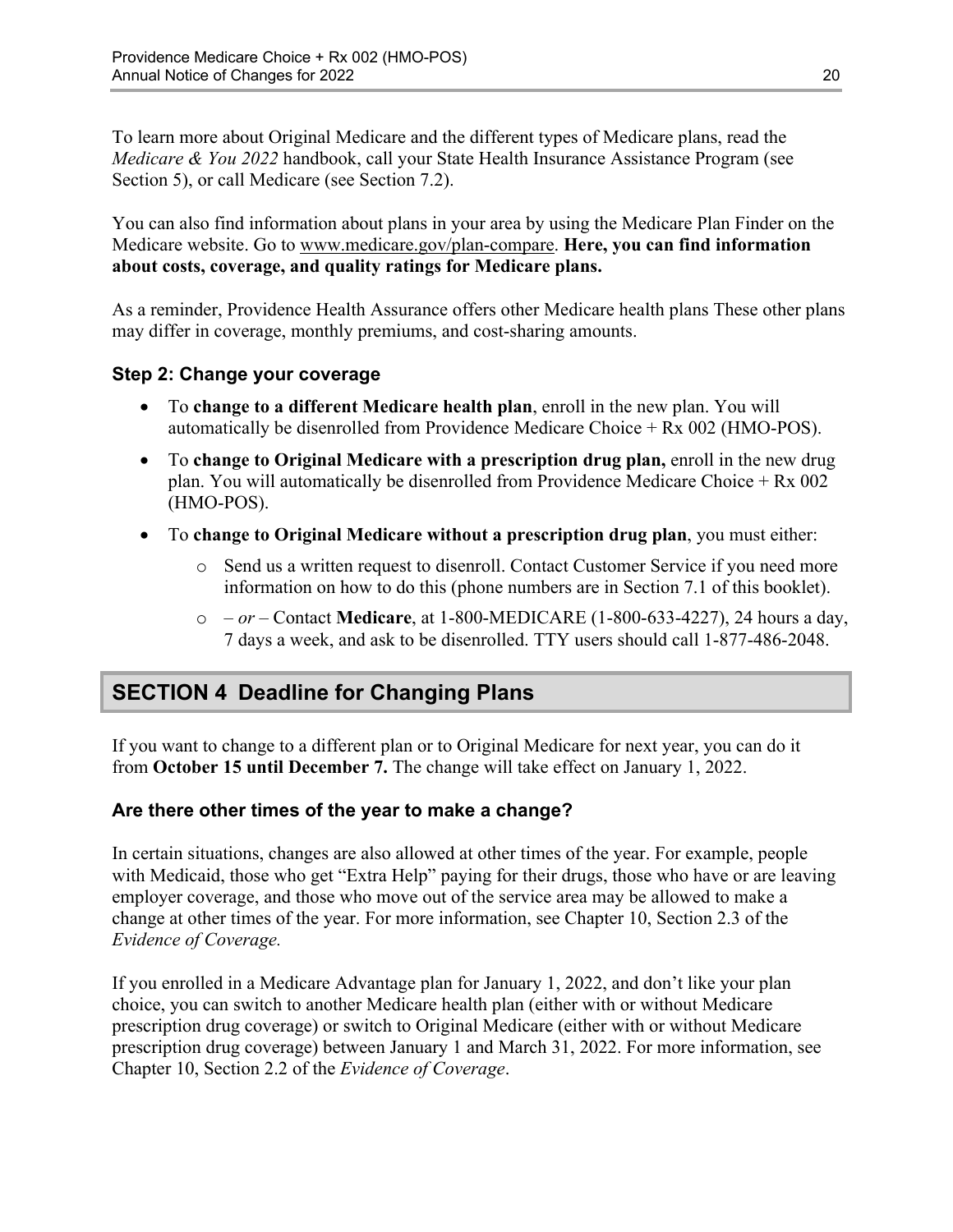To learn more about Original Medicare and the different types of Medicare plans, read the *Medicare & You 2022* handbook, call your State Health Insurance Assistance Program (see Section 5), or call Medicare (see Section 7.2).

You can also find information about plans in your area by using the Medicare Plan Finder on the Medicare website. Go to www.medicare.gov/plan-compare. **Here, you can find information about costs, coverage, and quality ratings for Medicare plans.**

As a reminder, Providence Health Assurance offers other Medicare health plans These other plans may differ in coverage, monthly premiums, and cost-sharing amounts.

### Step 2: Change your coverage

- To **change to a different Medicare health plan**, enroll in the new plan. You will automatically be disenrolled from Providence Medicare Choice + Rx 002 (HMO-POS).
- To **change to Original Medicare with a prescription drug plan,** enroll in the new drug plan. You will automatically be disenrolled from Providence Medicare Choice + Rx 002 (HMO-POS).
- To **change to Original Medicare without a prescription drug plan**, you must either:
  - Send us a written request to disenroll. Contact Customer Service if you need more information on how to do this (phone numbers are in Section 7.1 of this booklet).
  - *– or –* Contact **Medicare**, at 1-800-MEDICARE (1-800-633-4227), 24 hours a day, 7 days a week, and ask to be disenrolled. TTY users should call 1-877-486-2048.

## SECTION 4 Deadline for Changing Plans

If you want to change to a different plan or to Original Medicare for next year, you can do it from **October 15 until December 7.** The change will take effect on January 1, 2022.

### Are there other times of the year to make a change?

In certain situations, changes are also allowed at other times of the year. For example, people with Medicaid, those who get "Extra Help" paying for their drugs, those who have or are leaving employer coverage, and those who move out of the service area may be allowed to make a change at other times of the year. For more information, see Chapter 10, Section 2.3 of the *Evidence of Coverage.*

If you enrolled in a Medicare Advantage plan for January 1, 2022, and don't like your plan choice, you can switch to another Medicare health plan (either with or without Medicare prescription drug coverage) or switch to Original Medicare (either with or without Medicare prescription drug coverage) between January 1 and March 31, 2022. For more information, see Chapter 10, Section 2.2 of the *Evidence of Coverage*.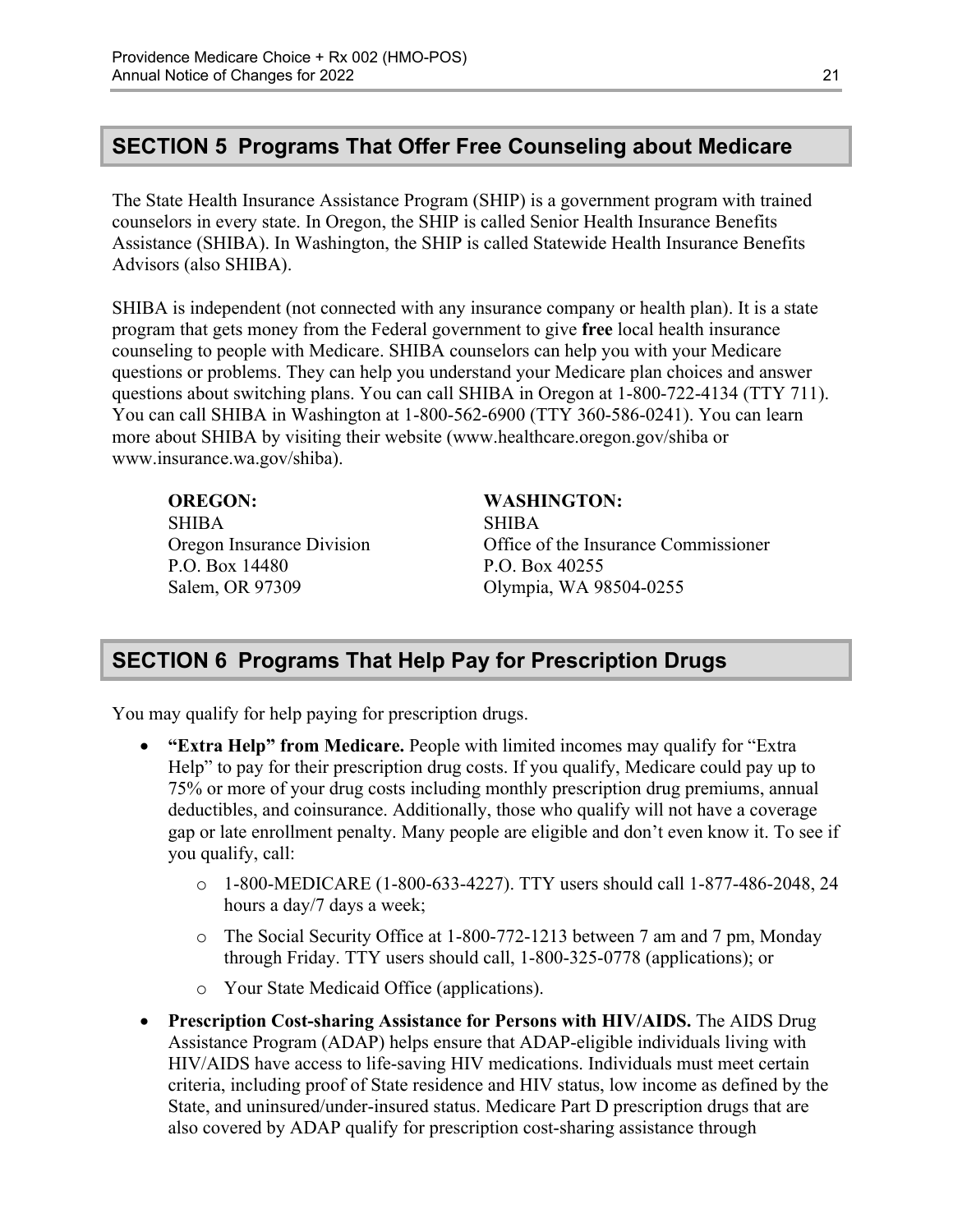## SECTION 5 Programs That Offer Free Counseling about Medicare

The State Health Insurance Assistance Program (SHIP) is a government program with trained counselors in every state. In Oregon, the SHIP is called Senior Health Insurance Benefits Assistance (SHIBA). In Washington, the SHIP is called Statewide Health Insurance Benefits Advisors (also SHIBA).

SHIBA is independent (not connected with any insurance company or health plan). It is a state program that gets money from the Federal government to give **free** local health insurance counseling to people with Medicare. SHIBA counselors can help you with your Medicare questions or problems. They can help you understand your Medicare plan choices and answer questions about switching plans. You can call SHIBA in Oregon at 1-800-722-4134 (TTY 711). You can call SHIBA in Washington at 1-800-562-6900 (TTY 360-586-0241). You can learn more about SHIBA by visiting their website (www.healthcare.oregon.gov/shiba or www.insurance.wa.gov/shiba).

**OREGON:**
SHIBA
Oregon Insurance Division
P.O. Box 14480
Salem, OR 97309

**WASHINGTON:**
SHIBA
Office of the Insurance Commissioner
P.O. Box 40255
Olympia, WA 98504-0255

## SECTION 6 Programs That Help Pay for Prescription Drugs

You may qualify for help paying for prescription drugs.

- **"Extra Help" from Medicare.** People with limited incomes may qualify for "Extra Help" to pay for their prescription drug costs. If you qualify, Medicare could pay up to 75% or more of your drug costs including monthly prescription drug premiums, annual deductibles, and coinsurance. Additionally, those who qualify will not have a coverage gap or late enrollment penalty. Many people are eligible and don't even know it. To see if you qualify, call:
  - 1-800-MEDICARE (1-800-633-4227). TTY users should call 1-877-486-2048, 24 hours a day/7 days a week;
  - The Social Security Office at 1-800-772-1213 between 7 am and 7 pm, Monday through Friday. TTY users should call, 1-800-325-0778 (applications); or
  - Your State Medicaid Office (applications).
- **Prescription Cost-sharing Assistance for Persons with HIV/AIDS.** The AIDS Drug Assistance Program (ADAP) helps ensure that ADAP-eligible individuals living with HIV/AIDS have access to life-saving HIV medications. Individuals must meet certain criteria, including proof of State residence and HIV status, low income as defined by the State, and uninsured/under-insured status. Medicare Part D prescription drugs that are also covered by ADAP qualify for prescription cost-sharing assistance through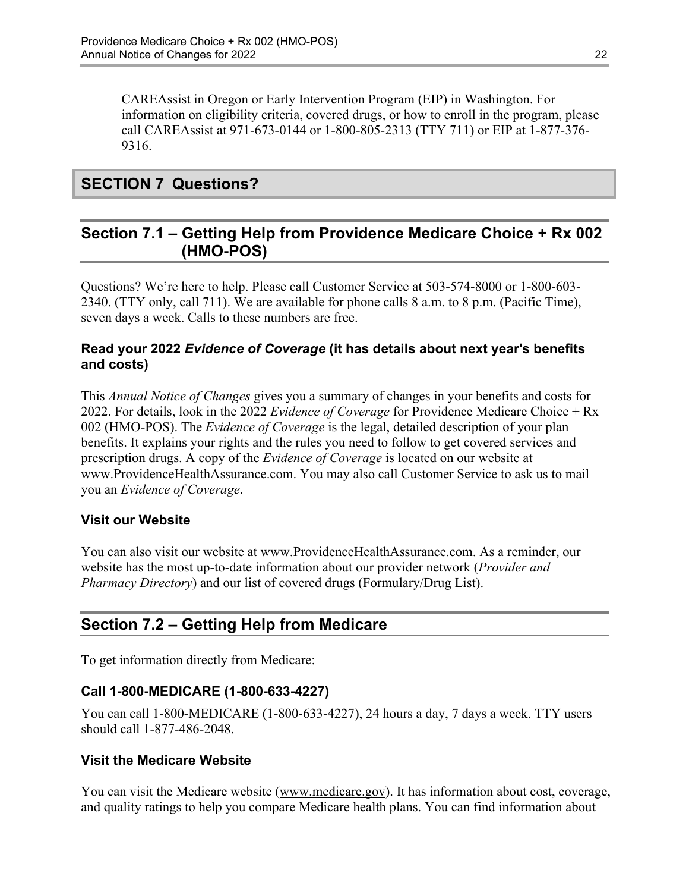CAREAssist in Oregon or Early Intervention Program (EIP) in Washington. For information on eligibility criteria, covered drugs, or how to enroll in the program, please call CAREAssist at 971-673-0144 or 1-800-805-2313 (TTY 711) or EIP at 1-877-376-9316.

# SECTION 7 Questions?

## Section 7.1 – Getting Help from Providence Medicare Choice + Rx 002 (HMO-POS)

Questions? We're here to help. Please call Customer Service at 503-574-8000 or 1-800-603-2340. (TTY only, call 711). We are available for phone calls 8 a.m. to 8 p.m. (Pacific Time), seven days a week. Calls to these numbers are free.

### Read your 2022 *Evidence of Coverage* (it has details about next year's benefits and costs)

This *Annual Notice of Changes* gives you a summary of changes in your benefits and costs for 2022. For details, look in the 2022 *Evidence of Coverage* for Providence Medicare Choice + Rx 002 (HMO-POS). The *Evidence of Coverage* is the legal, detailed description of your plan benefits. It explains your rights and the rules you need to follow to get covered services and prescription drugs. A copy of the *Evidence of Coverage* is located on our website at www.ProvidenceHealthAssurance.com. You may also call Customer Service to ask us to mail you an *Evidence of Coverage*.

### Visit our Website

You can also visit our website at www.ProvidenceHealthAssurance.com. As a reminder, our website has the most up-to-date information about our provider network (*Provider and Pharmacy Directory*) and our list of covered drugs (Formulary/Drug List).

## Section 7.2 – Getting Help from Medicare

To get information directly from Medicare:

### Call 1-800-MEDICARE (1-800-633-4227)

You can call 1-800-MEDICARE (1-800-633-4227), 24 hours a day, 7 days a week. TTY users should call 1-877-486-2048.

### Visit the Medicare Website

You can visit the Medicare website (www.medicare.gov). It has information about cost, coverage, and quality ratings to help you compare Medicare health plans. You can find information about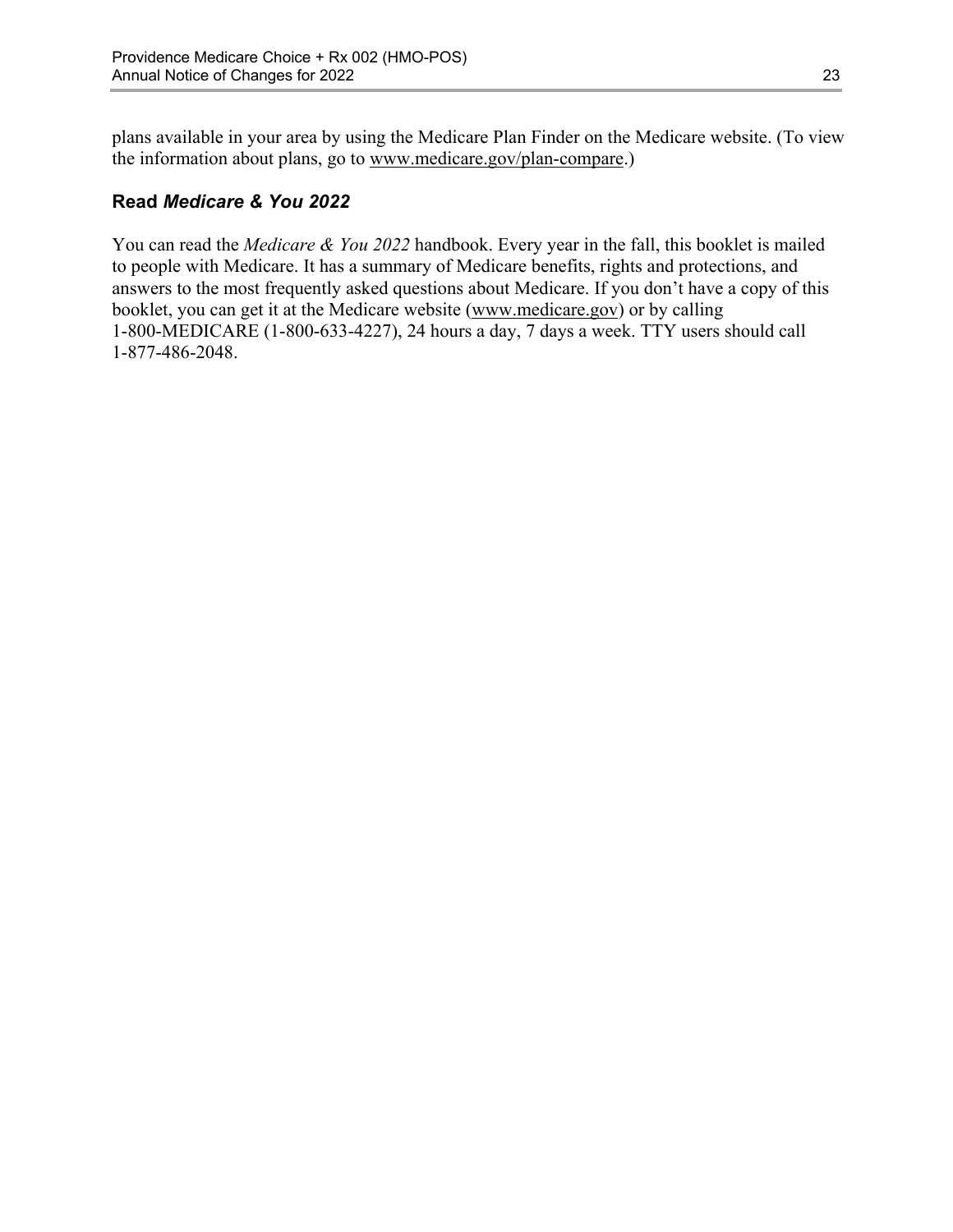plans available in your area by using the Medicare Plan Finder on the Medicare website. (To view the information about plans, go to www.medicare.gov/plan-compare.)

### Read *Medicare & You 2022*

You can read the *Medicare & You 2022* handbook. Every year in the fall, this booklet is mailed to people with Medicare. It has a summary of Medicare benefits, rights and protections, and answers to the most frequently asked questions about Medicare. If you don't have a copy of this booklet, you can get it at the Medicare website (www.medicare.gov) or by calling 1-800-MEDICARE (1-800-633-4227), 24 hours a day, 7 days a week. TTY users should call 1-877-486-2048.